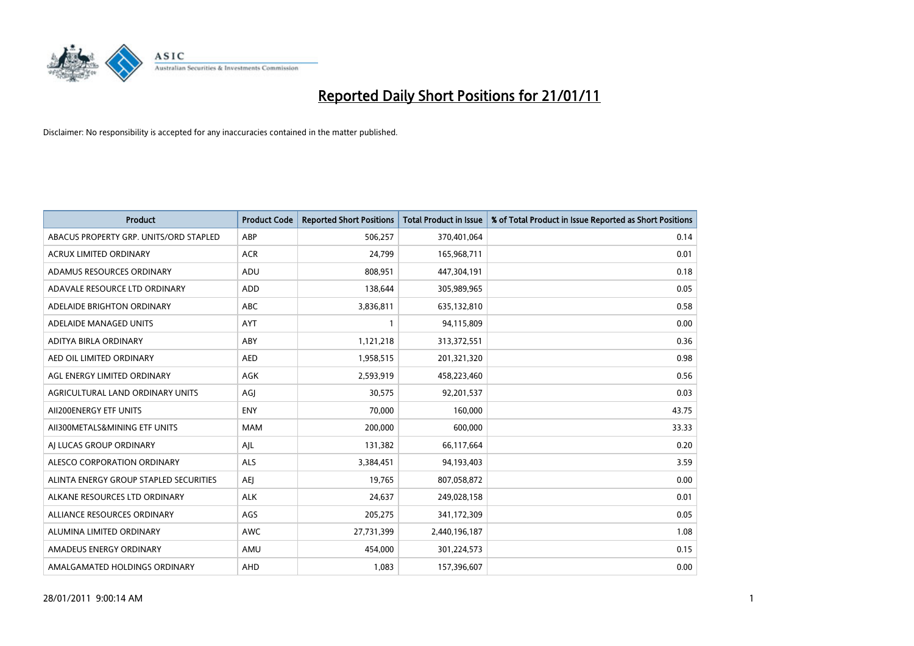# Reported Daily Short Positions for 21/01/11

Disclaimer: No responsibility is accepted for any inaccuracies contained in the matter published.

| Product | Product Code | Reported Short Positions | Total Product in Issue | % of Total Product in Issue Reported as Short Positions |
|---|---|---|---|---|
| ABACUS PROPERTY GRP. UNITS/ORD STAPLED | ABP | 506,257 | 370,401,064 | 0.14 |
| ACRUX LIMITED ORDINARY | ACR | 24,799 | 165,968,711 | 0.01 |
| ADAMUS RESOURCES ORDINARY | ADU | 808,951 | 447,304,191 | 0.18 |
| ADAVALE RESOURCE LTD ORDINARY | ADD | 138,644 | 305,989,965 | 0.05 |
| ADELAIDE BRIGHTON ORDINARY | ABC | 3,836,811 | 635,132,810 | 0.58 |
| ADELAIDE MANAGED UNITS | AYT | 1 | 94,115,809 | 0.00 |
| ADITYA BIRLA ORDINARY | ABY | 1,121,218 | 313,372,551 | 0.36 |
| AED OIL LIMITED ORDINARY | AED | 1,958,515 | 201,321,320 | 0.98 |
| AGL ENERGY LIMITED ORDINARY | AGK | 2,593,919 | 458,223,460 | 0.56 |
| AGRICULTURAL LAND ORDINARY UNITS | AGJ | 30,575 | 92,201,537 | 0.03 |
| AII200ENERGY ETF UNITS | ENY | 70,000 | 160,000 | 43.75 |
| AII300METALS&MINING ETF UNITS | MAM | 200,000 | 600,000 | 33.33 |
| AJ LUCAS GROUP ORDINARY | AJL | 131,382 | 66,117,664 | 0.20 |
| ALESCO CORPORATION ORDINARY | ALS | 3,384,451 | 94,193,403 | 3.59 |
| ALINTA ENERGY GROUP STAPLED SECURITIES | AEJ | 19,765 | 807,058,872 | 0.00 |
| ALKANE RESOURCES LTD ORDINARY | ALK | 24,637 | 249,028,158 | 0.01 |
| ALLIANCE RESOURCES ORDINARY | AGS | 205,275 | 341,172,309 | 0.05 |
| ALUMINA LIMITED ORDINARY | AWC | 27,731,399 | 2,440,196,187 | 1.08 |
| AMADEUS ENERGY ORDINARY | AMU | 454,000 | 301,224,573 | 0.15 |
| AMALGAMATED HOLDINGS ORDINARY | AHD | 1,083 | 157,396,607 | 0.00 |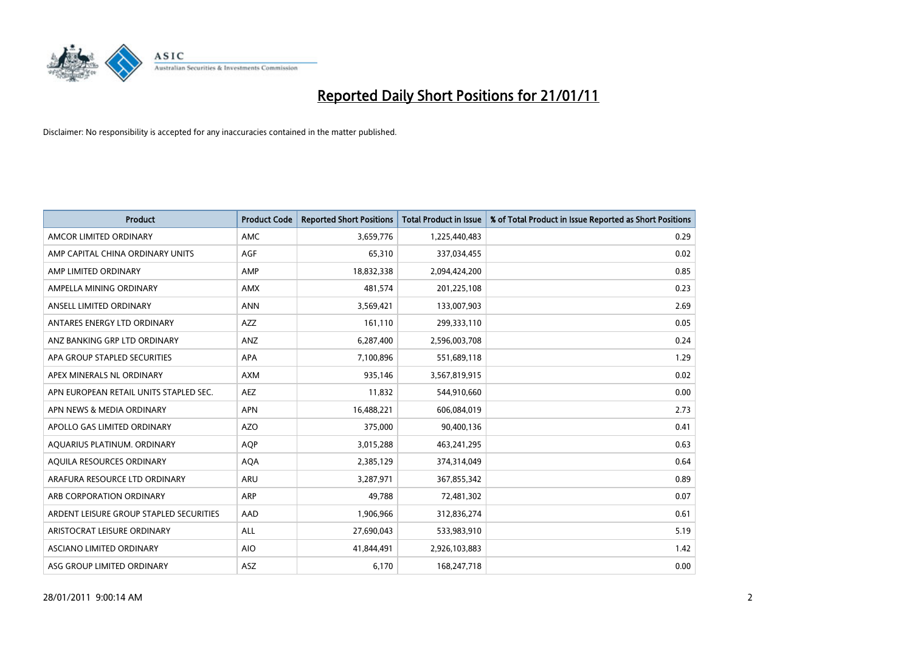# Reported Daily Short Positions for 21/01/11

Disclaimer: No responsibility is accepted for any inaccuracies contained in the matter published.

| Product | Product Code | Reported Short Positions | Total Product in Issue | % of Total Product in Issue Reported as Short Positions |
|---|---|---|---|---|
| AMCOR LIMITED ORDINARY | AMC | 3,659,776 | 1,225,440,483 | 0.29 |
| AMP CAPITAL CHINA ORDINARY UNITS | AGF | 65,310 | 337,034,455 | 0.02 |
| AMP LIMITED ORDINARY | AMP | 18,832,338 | 2,094,424,200 | 0.85 |
| AMPELLA MINING ORDINARY | AMX | 481,574 | 201,225,108 | 0.23 |
| ANSELL LIMITED ORDINARY | ANN | 3,569,421 | 133,007,903 | 2.69 |
| ANTARES ENERGY LTD ORDINARY | AZZ | 161,110 | 299,333,110 | 0.05 |
| ANZ BANKING GRP LTD ORDINARY | ANZ | 6,287,400 | 2,596,003,708 | 0.24 |
| APA GROUP STAPLED SECURITIES | APA | 7,100,896 | 551,689,118 | 1.29 |
| APEX MINERALS NL ORDINARY | AXM | 935,146 | 3,567,819,915 | 0.02 |
| APN EUROPEAN RETAIL UNITS STAPLED SEC. | AEZ | 11,832 | 544,910,660 | 0.00 |
| APN NEWS & MEDIA ORDINARY | APN | 16,488,221 | 606,084,019 | 2.73 |
| APOLLO GAS LIMITED ORDINARY | AZO | 375,000 | 90,400,136 | 0.41 |
| AQUARIUS PLATINUM. ORDINARY | AQP | 3,015,288 | 463,241,295 | 0.63 |
| AQUILA RESOURCES ORDINARY | AQA | 2,385,129 | 374,314,049 | 0.64 |
| ARAFURA RESOURCE LTD ORDINARY | ARU | 3,287,971 | 367,855,342 | 0.89 |
| ARB CORPORATION ORDINARY | ARP | 49,788 | 72,481,302 | 0.07 |
| ARDENT LEISURE GROUP STAPLED SECURITIES | AAD | 1,906,966 | 312,836,274 | 0.61 |
| ARISTOCRAT LEISURE ORDINARY | ALL | 27,690,043 | 533,983,910 | 5.19 |
| ASCIANO LIMITED ORDINARY | AIO | 41,844,491 | 2,926,103,883 | 1.42 |
| ASG GROUP LIMITED ORDINARY | ASZ | 6,170 | 168,247,718 | 0.00 |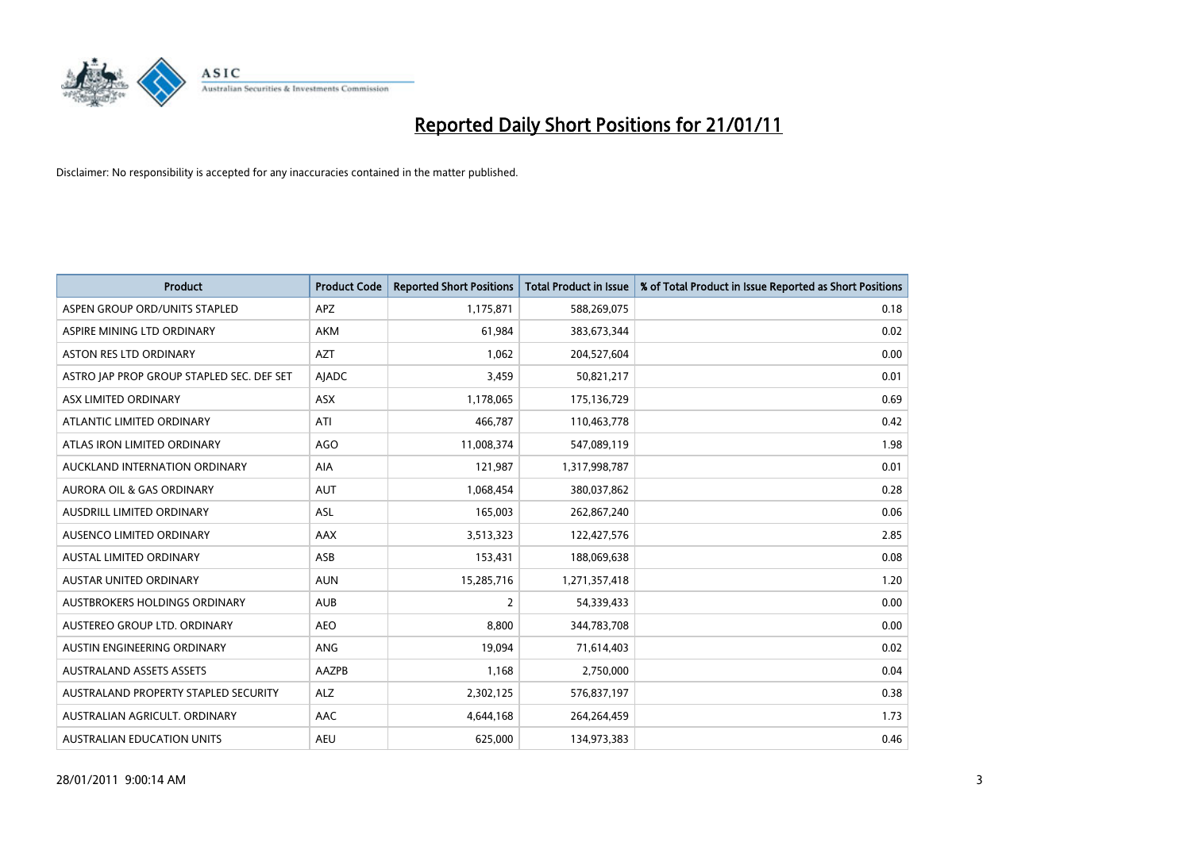# Reported Daily Short Positions for 21/01/11

Disclaimer: No responsibility is accepted for any inaccuracies contained in the matter published.

| Product | Product Code | Reported Short Positions | Total Product in Issue | % of Total Product in Issue Reported as Short Positions |
|---|---|---|---|---|
| ASPEN GROUP ORD/UNITS STAPLED | APZ | 1,175,871 | 588,269,075 | 0.18 |
| ASPIRE MINING LTD ORDINARY | AKM | 61,984 | 383,673,344 | 0.02 |
| ASTON RES LTD ORDINARY | AZT | 1,062 | 204,527,604 | 0.00 |
| ASTRO JAP PROP GROUP STAPLED SEC. DEF SET | AJADC | 3,459 | 50,821,217 | 0.01 |
| ASX LIMITED ORDINARY | ASX | 1,178,065 | 175,136,729 | 0.69 |
| ATLANTIC LIMITED ORDINARY | ATI | 466,787 | 110,463,778 | 0.42 |
| ATLAS IRON LIMITED ORDINARY | AGO | 11,008,374 | 547,089,119 | 1.98 |
| AUCKLAND INTERNATION ORDINARY | AIA | 121,987 | 1,317,998,787 | 0.01 |
| AURORA OIL & GAS ORDINARY | AUT | 1,068,454 | 380,037,862 | 0.28 |
| AUSDRILL LIMITED ORDINARY | ASL | 165,003 | 262,867,240 | 0.06 |
| AUSENCO LIMITED ORDINARY | AAX | 3,513,323 | 122,427,576 | 2.85 |
| AUSTAL LIMITED ORDINARY | ASB | 153,431 | 188,069,638 | 0.08 |
| AUSTAR UNITED ORDINARY | AUN | 15,285,716 | 1,271,357,418 | 1.20 |
| AUSTBROKERS HOLDINGS ORDINARY | AUB | 2 | 54,339,433 | 0.00 |
| AUSTEREO GROUP LTD. ORDINARY | AEO | 8,800 | 344,783,708 | 0.00 |
| AUSTIN ENGINEERING ORDINARY | ANG | 19,094 | 71,614,403 | 0.02 |
| AUSTRALAND ASSETS ASSETS | AAZPB | 1,168 | 2,750,000 | 0.04 |
| AUSTRALAND PROPERTY STAPLED SECURITY | ALZ | 2,302,125 | 576,837,197 | 0.38 |
| AUSTRALIAN AGRICULT. ORDINARY | AAC | 4,644,168 | 264,264,459 | 1.73 |
| AUSTRALIAN EDUCATION UNITS | AEU | 625,000 | 134,973,383 | 0.46 |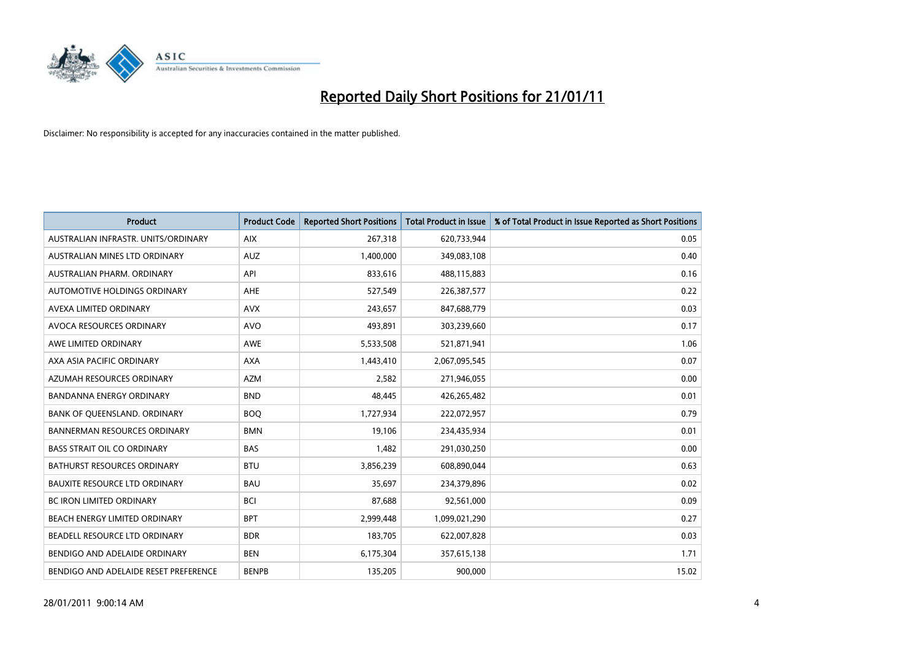# Reported Daily Short Positions for 21/01/11

Disclaimer: No responsibility is accepted for any inaccuracies contained in the matter published.

| Product | Product Code | Reported Short Positions | Total Product in Issue | % of Total Product in Issue Reported as Short Positions |
|---|---|---|---|---|
| AUSTRALIAN INFRASTR. UNITS/ORDINARY | AIX | 267,318 | 620,733,944 | 0.05 |
| AUSTRALIAN MINES LTD ORDINARY | AUZ | 1,400,000 | 349,083,108 | 0.40 |
| AUSTRALIAN PHARM. ORDINARY | API | 833,616 | 488,115,883 | 0.16 |
| AUTOMOTIVE HOLDINGS ORDINARY | AHE | 527,549 | 226,387,577 | 0.22 |
| AVEXA LIMITED ORDINARY | AVX | 243,657 | 847,688,779 | 0.03 |
| AVOCA RESOURCES ORDINARY | AVO | 493,891 | 303,239,660 | 0.17 |
| AWE LIMITED ORDINARY | AWE | 5,533,508 | 521,871,941 | 1.06 |
| AXA ASIA PACIFIC ORDINARY | AXA | 1,443,410 | 2,067,095,545 | 0.07 |
| AZUMAH RESOURCES ORDINARY | AZM | 2,582 | 271,946,055 | 0.00 |
| BANDANNA ENERGY ORDINARY | BND | 48,445 | 426,265,482 | 0.01 |
| BANK OF QUEENSLAND. ORDINARY | BOQ | 1,727,934 | 222,072,957 | 0.79 |
| BANNERMAN RESOURCES ORDINARY | BMN | 19,106 | 234,435,934 | 0.01 |
| BASS STRAIT OIL CO ORDINARY | BAS | 1,482 | 291,030,250 | 0.00 |
| BATHURST RESOURCES ORDINARY | BTU | 3,856,239 | 608,890,044 | 0.63 |
| BAUXITE RESOURCE LTD ORDINARY | BAU | 35,697 | 234,379,896 | 0.02 |
| BC IRON LIMITED ORDINARY | BCI | 87,688 | 92,561,000 | 0.09 |
| BEACH ENERGY LIMITED ORDINARY | BPT | 2,999,448 | 1,099,021,290 | 0.27 |
| BEADELL RESOURCE LTD ORDINARY | BDR | 183,705 | 622,007,828 | 0.03 |
| BENDIGO AND ADELAIDE ORDINARY | BEN | 6,175,304 | 357,615,138 | 1.71 |
| BENDIGO AND ADELAIDE RESET PREFERENCE | BENPB | 135,205 | 900,000 | 15.02 |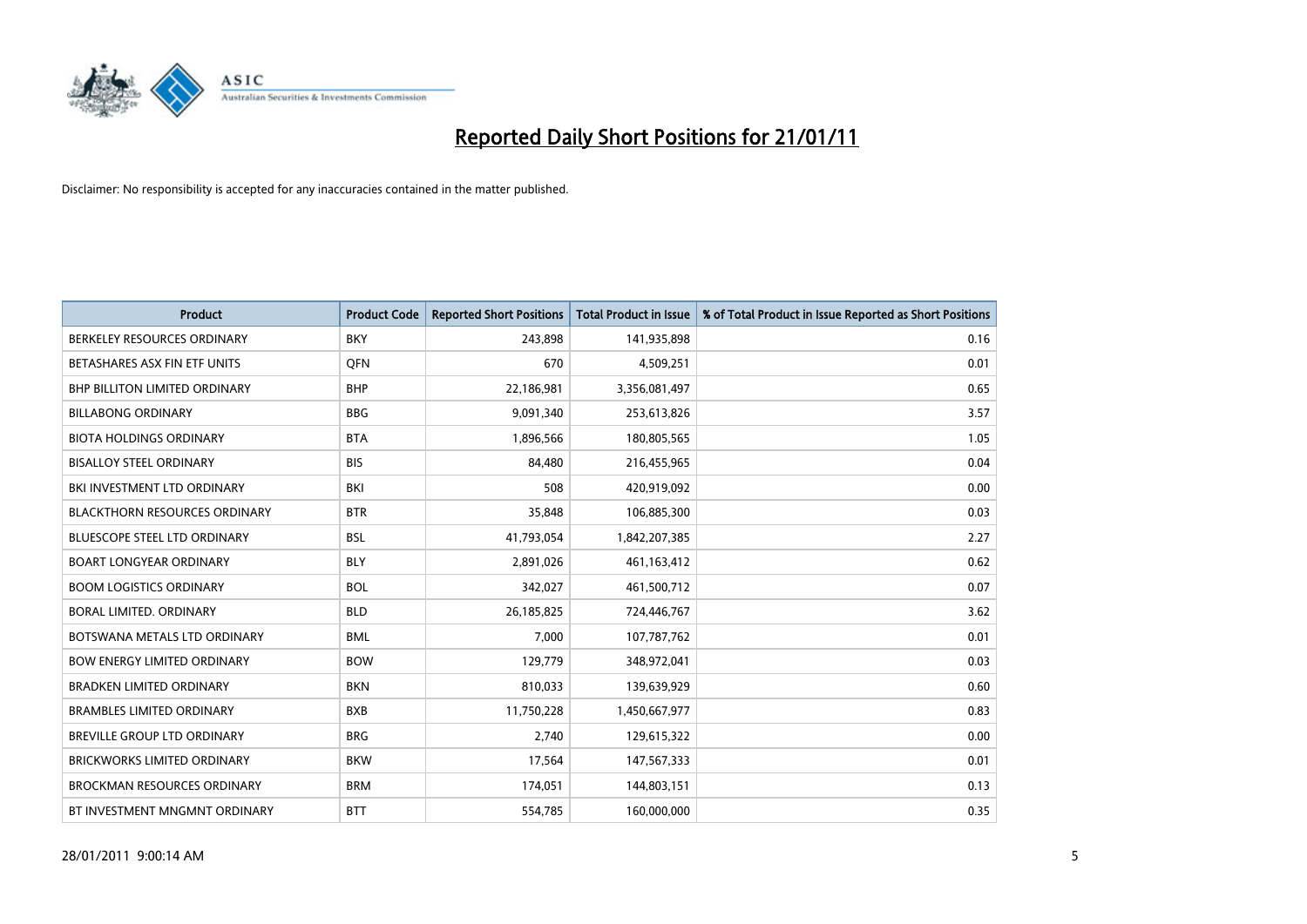# Reported Daily Short Positions for 21/01/11

Disclaimer: No responsibility is accepted for any inaccuracies contained in the matter published.

| Product | Product Code | Reported Short Positions | Total Product in Issue | % of Total Product in Issue Reported as Short Positions |
|---|---|---|---|---|
| BERKELEY RESOURCES ORDINARY | BKY | 243,898 | 141,935,898 | 0.16 |
| BETASHARES ASX FIN ETF UNITS | QFN | 670 | 4,509,251 | 0.01 |
| BHP BILLITON LIMITED ORDINARY | BHP | 22,186,981 | 3,356,081,497 | 0.65 |
| BILLABONG ORDINARY | BBG | 9,091,340 | 253,613,826 | 3.57 |
| BIOTA HOLDINGS ORDINARY | BTA | 1,896,566 | 180,805,565 | 1.05 |
| BISALLOY STEEL ORDINARY | BIS | 84,480 | 216,455,965 | 0.04 |
| BKI INVESTMENT LTD ORDINARY | BKI | 508 | 420,919,092 | 0.00 |
| BLACKTHORN RESOURCES ORDINARY | BTR | 35,848 | 106,885,300 | 0.03 |
| BLUESCOPE STEEL LTD ORDINARY | BSL | 41,793,054 | 1,842,207,385 | 2.27 |
| BOART LONGYEAR ORDINARY | BLY | 2,891,026 | 461,163,412 | 0.62 |
| BOOM LOGISTICS ORDINARY | BOL | 342,027 | 461,500,712 | 0.07 |
| BORAL LIMITED. ORDINARY | BLD | 26,185,825 | 724,446,767 | 3.62 |
| BOTSWANA METALS LTD ORDINARY | BML | 7,000 | 107,787,762 | 0.01 |
| BOW ENERGY LIMITED ORDINARY | BOW | 129,779 | 348,972,041 | 0.03 |
| BRADKEN LIMITED ORDINARY | BKN | 810,033 | 139,639,929 | 0.60 |
| BRAMBLES LIMITED ORDINARY | BXB | 11,750,228 | 1,450,667,977 | 0.83 |
| BREVILLE GROUP LTD ORDINARY | BRG | 2,740 | 129,615,322 | 0.00 |
| BRICKWORKS LIMITED ORDINARY | BKW | 17,564 | 147,567,333 | 0.01 |
| BROCKMAN RESOURCES ORDINARY | BRM | 174,051 | 144,803,151 | 0.13 |
| BT INVESTMENT MNGMNT ORDINARY | BTT | 554,785 | 160,000,000 | 0.35 |

28/01/2011 9:00:14 AM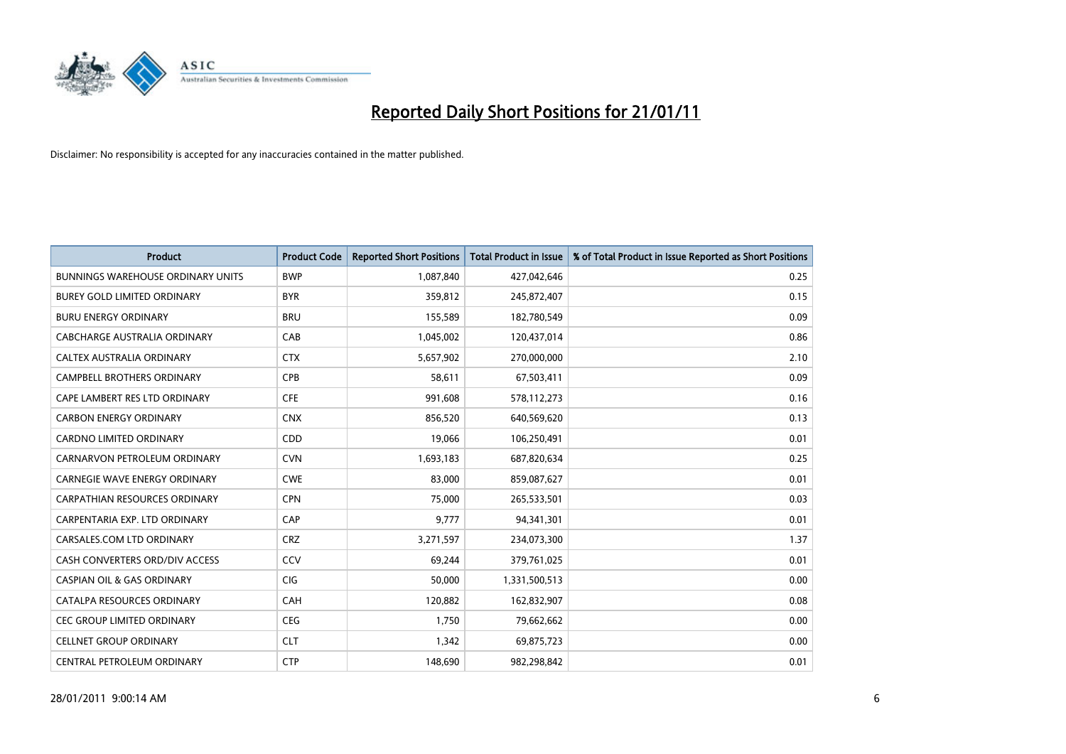# Reported Daily Short Positions for 21/01/11

Disclaimer: No responsibility is accepted for any inaccuracies contained in the matter published.

| Product | Product Code | Reported Short Positions | Total Product in Issue | % of Total Product in Issue Reported as Short Positions |
|---|---|---|---|---|
| BUNNINGS WAREHOUSE ORDINARY UNITS | BWP | 1,087,840 | 427,042,646 | 0.25 |
| BUREY GOLD LIMITED ORDINARY | BYR | 359,812 | 245,872,407 | 0.15 |
| BURU ENERGY ORDINARY | BRU | 155,589 | 182,780,549 | 0.09 |
| CABCHARGE AUSTRALIA ORDINARY | CAB | 1,045,002 | 120,437,014 | 0.86 |
| CALTEX AUSTRALIA ORDINARY | CTX | 5,657,902 | 270,000,000 | 2.10 |
| CAMPBELL BROTHERS ORDINARY | CPB | 58,611 | 67,503,411 | 0.09 |
| CAPE LAMBERT RES LTD ORDINARY | CFE | 991,608 | 578,112,273 | 0.16 |
| CARBON ENERGY ORDINARY | CNX | 856,520 | 640,569,620 | 0.13 |
| CARDNO LIMITED ORDINARY | CDD | 19,066 | 106,250,491 | 0.01 |
| CARNARVON PETROLEUM ORDINARY | CVN | 1,693,183 | 687,820,634 | 0.25 |
| CARNEGIE WAVE ENERGY ORDINARY | CWE | 83,000 | 859,087,627 | 0.01 |
| CARPATHIAN RESOURCES ORDINARY | CPN | 75,000 | 265,533,501 | 0.03 |
| CARPENTARIA EXP. LTD ORDINARY | CAP | 9,777 | 94,341,301 | 0.01 |
| CARSALES.COM LTD ORDINARY | CRZ | 3,271,597 | 234,073,300 | 1.37 |
| CASH CONVERTERS ORD/DIV ACCESS | CCV | 69,244 | 379,761,025 | 0.01 |
| CASPIAN OIL & GAS ORDINARY | CIG | 50,000 | 1,331,500,513 | 0.00 |
| CATALPA RESOURCES ORDINARY | CAH | 120,882 | 162,832,907 | 0.08 |
| CEC GROUP LIMITED ORDINARY | CEG | 1,750 | 79,662,662 | 0.00 |
| CELLNET GROUP ORDINARY | CLT | 1,342 | 69,875,723 | 0.00 |
| CENTRAL PETROLEUM ORDINARY | CTP | 148,690 | 982,298,842 | 0.01 |

28/01/2011 9:00:14 AM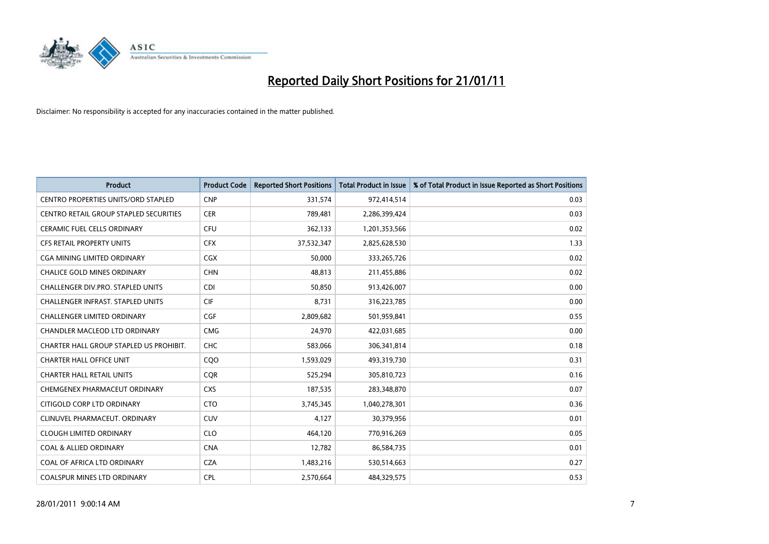# Reported Daily Short Positions for 21/01/11

Disclaimer: No responsibility is accepted for any inaccuracies contained in the matter published.

| Product | Product Code | Reported Short Positions | Total Product in Issue | % of Total Product in Issue Reported as Short Positions |
|---|---|---|---|---|
| CENTRO PROPERTIES UNITS/ORD STAPLED | CNP | 331,574 | 972,414,514 | 0.03 |
| CENTRO RETAIL GROUP STAPLED SECURITIES | CER | 789,481 | 2,286,399,424 | 0.03 |
| CERAMIC FUEL CELLS ORDINARY | CFU | 362,133 | 1,201,353,566 | 0.02 |
| CFS RETAIL PROPERTY UNITS | CFX | 37,532,347 | 2,825,628,530 | 1.33 |
| CGA MINING LIMITED ORDINARY | CGX | 50,000 | 333,265,726 | 0.02 |
| CHALICE GOLD MINES ORDINARY | CHN | 48,813 | 211,455,886 | 0.02 |
| CHALLENGER DIV.PRO. STAPLED UNITS | CDI | 50,850 | 913,426,007 | 0.00 |
| CHALLENGER INFRAST. STAPLED UNITS | CIF | 8,731 | 316,223,785 | 0.00 |
| CHALLENGER LIMITED ORDINARY | CGF | 2,809,682 | 501,959,841 | 0.55 |
| CHANDLER MACLEOD LTD ORDINARY | CMG | 24,970 | 422,031,685 | 0.00 |
| CHARTER HALL GROUP STAPLED US PROHIBIT. | CHC | 583,066 | 306,341,814 | 0.18 |
| CHARTER HALL OFFICE UNIT | CQO | 1,593,029 | 493,319,730 | 0.31 |
| CHARTER HALL RETAIL UNITS | CQR | 525,294 | 305,810,723 | 0.16 |
| CHEMGENEX PHARMACEUT ORDINARY | CXS | 187,535 | 283,348,870 | 0.07 |
| CITIGOLD CORP LTD ORDINARY | CTO | 3,745,345 | 1,040,278,301 | 0.36 |
| CLINUVEL PHARMACEUT. ORDINARY | CUV | 4,127 | 30,379,956 | 0.01 |
| CLOUGH LIMITED ORDINARY | CLO | 464,120 | 770,916,269 | 0.05 |
| COAL & ALLIED ORDINARY | CNA | 12,782 | 86,584,735 | 0.01 |
| COAL OF AFRICA LTD ORDINARY | CZA | 1,483,216 | 530,514,663 | 0.27 |
| COALSPUR MINES LTD ORDINARY | CPL | 2,570,664 | 484,329,575 | 0.53 |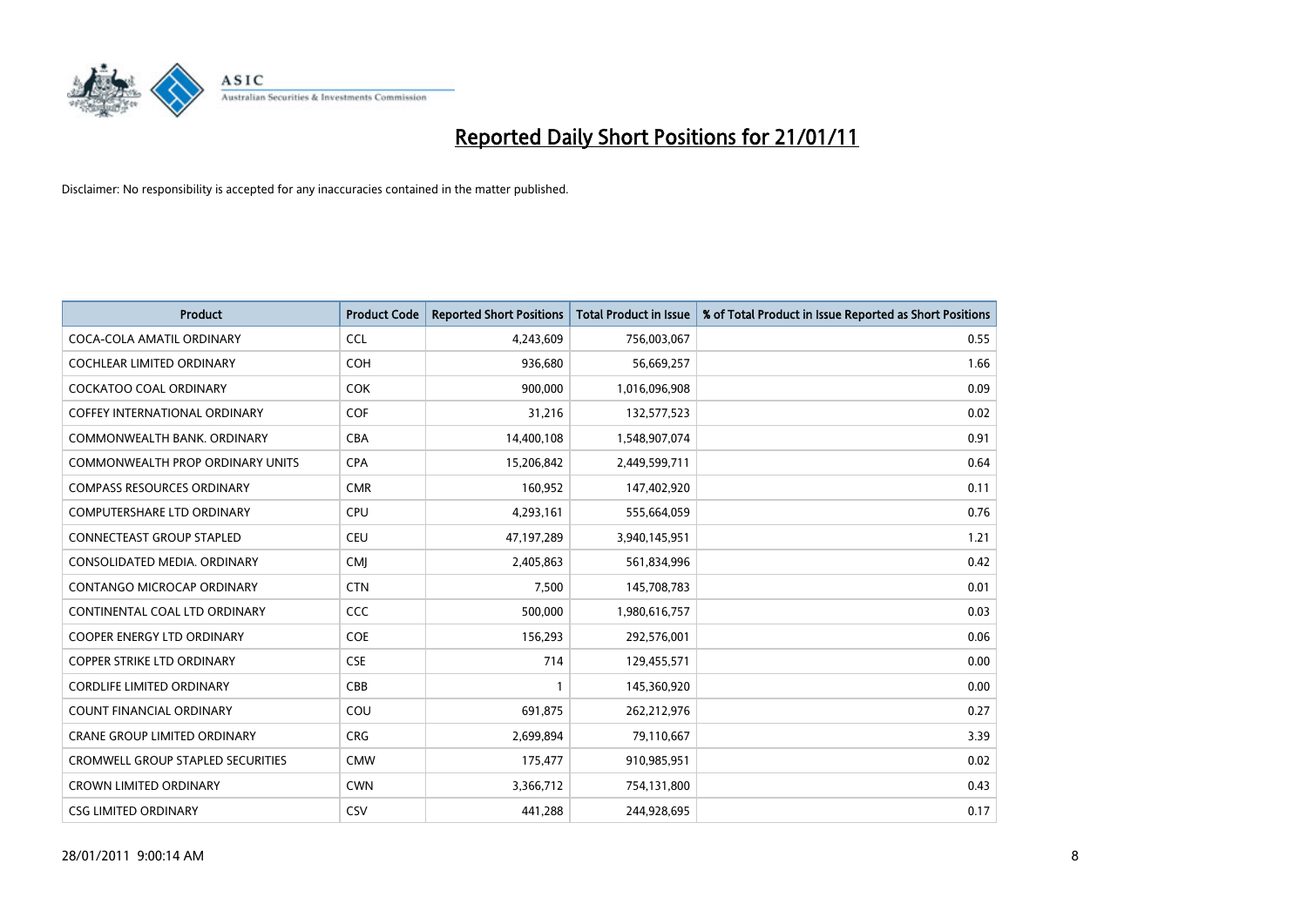# Reported Daily Short Positions for 21/01/11

Disclaimer: No responsibility is accepted for any inaccuracies contained in the matter published.

| Product | Product Code | Reported Short Positions | Total Product in Issue | % of Total Product in Issue Reported as Short Positions |
|---|---|---|---|---|
| COCA-COLA AMATIL ORDINARY | CCL | 4,243,609 | 756,003,067 | 0.55 |
| COCHLEAR LIMITED ORDINARY | COH | 936,680 | 56,669,257 | 1.66 |
| COCKATOO COAL ORDINARY | COK | 900,000 | 1,016,096,908 | 0.09 |
| COFFEY INTERNATIONAL ORDINARY | COF | 31,216 | 132,577,523 | 0.02 |
| COMMONWEALTH BANK. ORDINARY | CBA | 14,400,108 | 1,548,907,074 | 0.91 |
| COMMONWEALTH PROP ORDINARY UNITS | CPA | 15,206,842 | 2,449,599,711 | 0.64 |
| COMPASS RESOURCES ORDINARY | CMR | 160,952 | 147,402,920 | 0.11 |
| COMPUTERSHARE LTD ORDINARY | CPU | 4,293,161 | 555,664,059 | 0.76 |
| CONNECTEAST GROUP STAPLED | CEU | 47,197,289 | 3,940,145,951 | 1.21 |
| CONSOLIDATED MEDIA. ORDINARY | CMJ | 2,405,863 | 561,834,996 | 0.42 |
| CONTANGO MICROCAP ORDINARY | CTN | 7,500 | 145,708,783 | 0.01 |
| CONTINENTAL COAL LTD ORDINARY | CCC | 500,000 | 1,980,616,757 | 0.03 |
| COOPER ENERGY LTD ORDINARY | COE | 156,293 | 292,576,001 | 0.06 |
| COPPER STRIKE LTD ORDINARY | CSE | 714 | 129,455,571 | 0.00 |
| CORDLIFE LIMITED ORDINARY | CBB | 1 | 145,360,920 | 0.00 |
| COUNT FINANCIAL ORDINARY | COU | 691,875 | 262,212,976 | 0.27 |
| CRANE GROUP LIMITED ORDINARY | CRG | 2,699,894 | 79,110,667 | 3.39 |
| CROMWELL GROUP STAPLED SECURITIES | CMW | 175,477 | 910,985,951 | 0.02 |
| CROWN LIMITED ORDINARY | CWN | 3,366,712 | 754,131,800 | 0.43 |
| CSG LIMITED ORDINARY | CSV | 441,288 | 244,928,695 | 0.17 |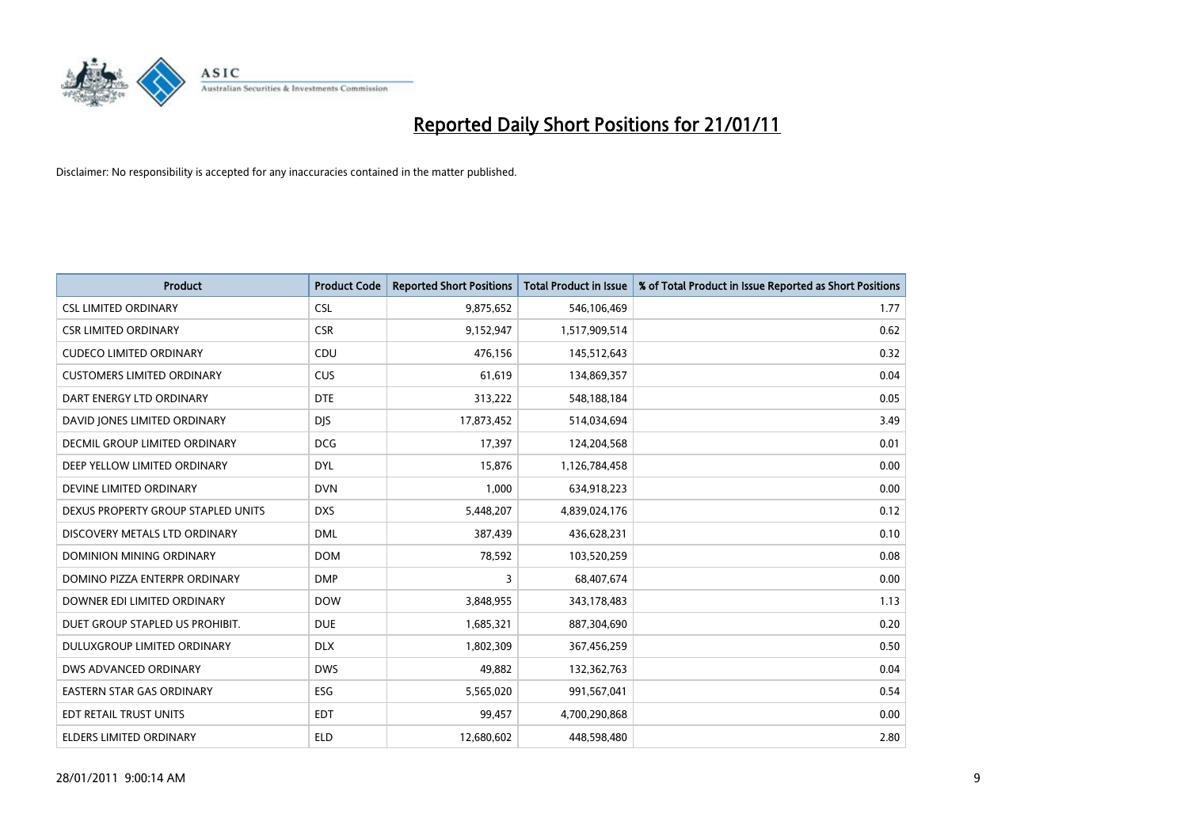# Reported Daily Short Positions for 21/01/11

Disclaimer: No responsibility is accepted for any inaccuracies contained in the matter published.

| Product | Product Code | Reported Short Positions | Total Product in Issue | % of Total Product in Issue Reported as Short Positions |
|---|---|---|---|---|
| CSL LIMITED ORDINARY | CSL | 9,875,652 | 546,106,469 | 1.77 |
| CSR LIMITED ORDINARY | CSR | 9,152,947 | 1,517,909,514 | 0.62 |
| CUDECO LIMITED ORDINARY | CDU | 476,156 | 145,512,643 | 0.32 |
| CUSTOMERS LIMITED ORDINARY | CUS | 61,619 | 134,869,357 | 0.04 |
| DART ENERGY LTD ORDINARY | DTE | 313,222 | 548,188,184 | 0.05 |
| DAVID JONES LIMITED ORDINARY | DJS | 17,873,452 | 514,034,694 | 3.49 |
| DECMIL GROUP LIMITED ORDINARY | DCG | 17,397 | 124,204,568 | 0.01 |
| DEEP YELLOW LIMITED ORDINARY | DYL | 15,876 | 1,126,784,458 | 0.00 |
| DEVINE LIMITED ORDINARY | DVN | 1,000 | 634,918,223 | 0.00 |
| DEXUS PROPERTY GROUP STAPLED UNITS | DXS | 5,448,207 | 4,839,024,176 | 0.12 |
| DISCOVERY METALS LTD ORDINARY | DML | 387,439 | 436,628,231 | 0.10 |
| DOMINION MINING ORDINARY | DOM | 78,592 | 103,520,259 | 0.08 |
| DOMINO PIZZA ENTERPR ORDINARY | DMP | 3 | 68,407,674 | 0.00 |
| DOWNER EDI LIMITED ORDINARY | DOW | 3,848,955 | 343,178,483 | 1.13 |
| DUET GROUP STAPLED US PROHIBIT. | DUE | 1,685,321 | 887,304,690 | 0.20 |
| DULUXGROUP LIMITED ORDINARY | DLX | 1,802,309 | 367,456,259 | 0.50 |
| DWS ADVANCED ORDINARY | DWS | 49,882 | 132,362,763 | 0.04 |
| EASTERN STAR GAS ORDINARY | ESG | 5,565,020 | 991,567,041 | 0.54 |
| EDT RETAIL TRUST UNITS | EDT | 99,457 | 4,700,290,868 | 0.00 |
| ELDERS LIMITED ORDINARY | ELD | 12,680,602 | 448,598,480 | 2.80 |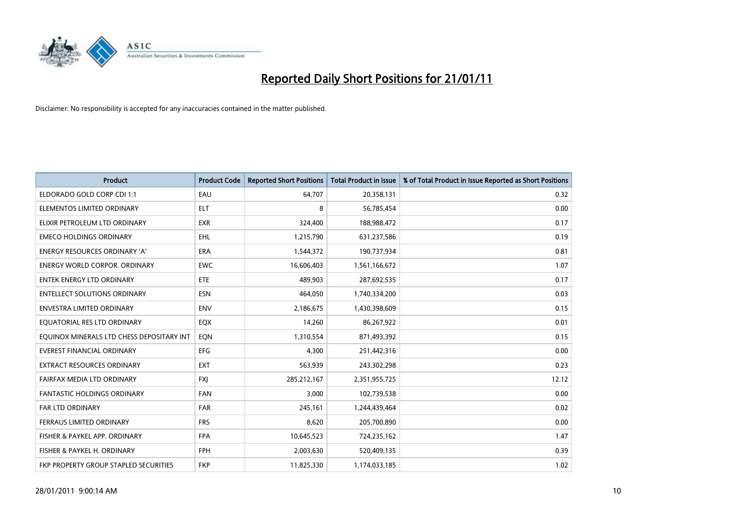# Reported Daily Short Positions for 21/01/11

Disclaimer: No responsibility is accepted for any inaccuracies contained in the matter published.

| Product | Product Code | Reported Short Positions | Total Product in Issue | % of Total Product in Issue Reported as Short Positions |
|---|---|---|---|---|
| ELDORADO GOLD CORP CDI 1:1 | EAU | 64,707 | 20,358,131 | 0.32 |
| ELEMENTOS LIMITED ORDINARY | ELT | 8 | 56,785,454 | 0.00 |
| ELIXIR PETROLEUM LTD ORDINARY | EXR | 324,400 | 188,988,472 | 0.17 |
| EMECO HOLDINGS ORDINARY | EHL | 1,215,790 | 631,237,586 | 0.19 |
| ENERGY RESOURCES ORDINARY 'A' | ERA | 1,544,372 | 190,737,934 | 0.81 |
| ENERGY WORLD CORPOR. ORDINARY | EWC | 16,606,403 | 1,561,166,672 | 1.07 |
| ENTEK ENERGY LTD ORDINARY | ETE | 489,903 | 287,692,535 | 0.17 |
| ENTELLECT SOLUTIONS ORDINARY | ESN | 464,050 | 1,740,334,200 | 0.03 |
| ENVESTRA LIMITED ORDINARY | ENV | 2,186,675 | 1,430,398,609 | 0.15 |
| EQUATORIAL RES LTD ORDINARY | EQX | 14,260 | 86,267,922 | 0.01 |
| EQUINOX MINERALS LTD CHESS DEPOSITARY INT | EQN | 1,310,554 | 871,493,392 | 0.15 |
| EVEREST FINANCIAL ORDINARY | EFG | 4,300 | 251,442,316 | 0.00 |
| EXTRACT RESOURCES ORDINARY | EXT | 563,939 | 243,302,298 | 0.23 |
| FAIRFAX MEDIA LTD ORDINARY | FXJ | 285,212,167 | 2,351,955,725 | 12.12 |
| FANTASTIC HOLDINGS ORDINARY | FAN | 3,000 | 102,739,538 | 0.00 |
| FAR LTD ORDINARY | FAR | 245,161 | 1,244,439,464 | 0.02 |
| FERRAUS LIMITED ORDINARY | FRS | 8,620 | 205,700,890 | 0.00 |
| FISHER & PAYKEL APP. ORDINARY | FPA | 10,645,523 | 724,235,162 | 1.47 |
| FISHER & PAYKEL H. ORDINARY | FPH | 2,003,630 | 520,409,135 | 0.39 |
| FKP PROPERTY GROUP STAPLED SECURITIES | FKP | 11,825,330 | 1,174,033,185 | 1.02 |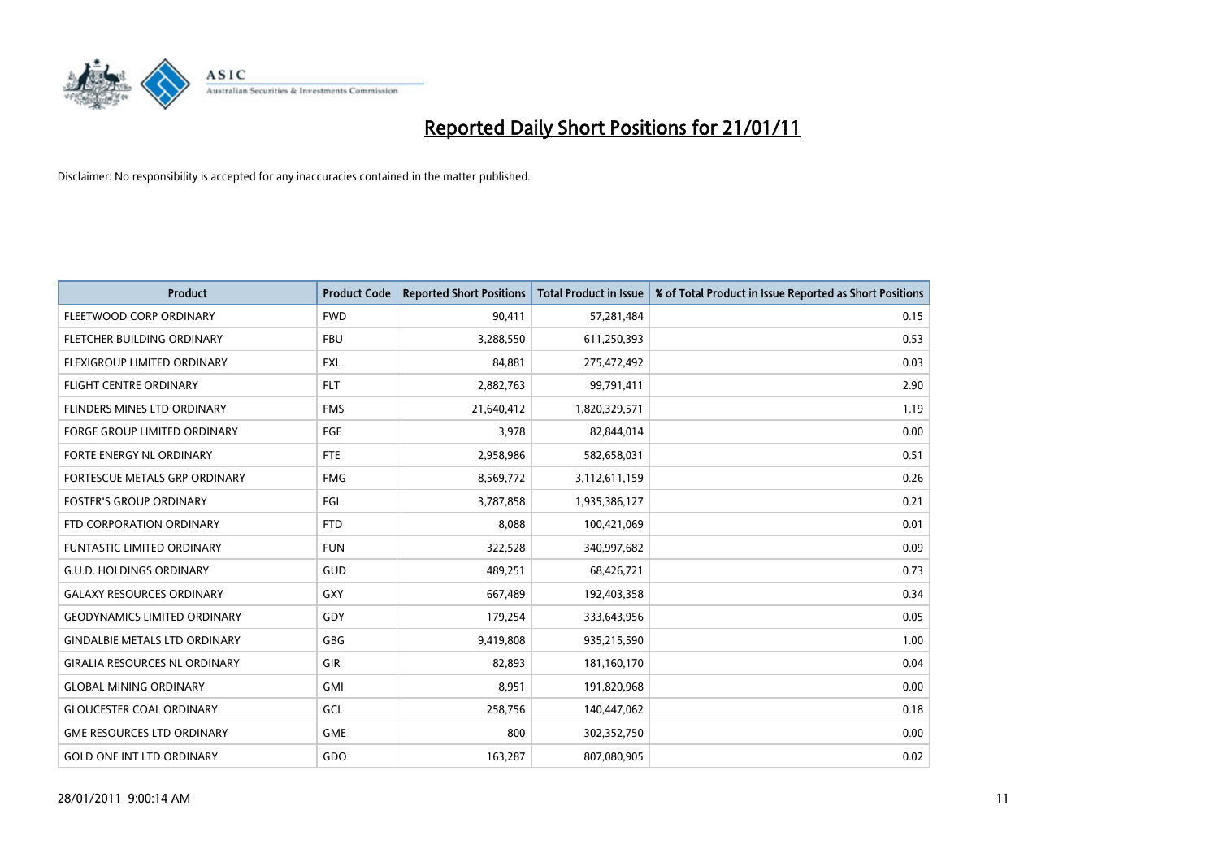# Reported Daily Short Positions for 21/01/11

Disclaimer: No responsibility is accepted for any inaccuracies contained in the matter published.

| Product | Product Code | Reported Short Positions | Total Product in Issue | % of Total Product in Issue Reported as Short Positions |
|---|---|---|---|---|
| FLEETWOOD CORP ORDINARY | FWD | 90,411 | 57,281,484 | 0.15 |
| FLETCHER BUILDING ORDINARY | FBU | 3,288,550 | 611,250,393 | 0.53 |
| FLEXIGROUP LIMITED ORDINARY | FXL | 84,881 | 275,472,492 | 0.03 |
| FLIGHT CENTRE ORDINARY | FLT | 2,882,763 | 99,791,411 | 2.90 |
| FLINDERS MINES LTD ORDINARY | FMS | 21,640,412 | 1,820,329,571 | 1.19 |
| FORGE GROUP LIMITED ORDINARY | FGE | 3,978 | 82,844,014 | 0.00 |
| FORTE ENERGY NL ORDINARY | FTE | 2,958,986 | 582,658,031 | 0.51 |
| FORTESCUE METALS GRP ORDINARY | FMG | 8,569,772 | 3,112,611,159 | 0.26 |
| FOSTER'S GROUP ORDINARY | FGL | 3,787,858 | 1,935,386,127 | 0.21 |
| FTD CORPORATION ORDINARY | FTD | 8,088 | 100,421,069 | 0.01 |
| FUNTASTIC LIMITED ORDINARY | FUN | 322,528 | 340,997,682 | 0.09 |
| G.U.D. HOLDINGS ORDINARY | GUD | 489,251 | 68,426,721 | 0.73 |
| GALAXY RESOURCES ORDINARY | GXY | 667,489 | 192,403,358 | 0.34 |
| GEODYNAMICS LIMITED ORDINARY | GDY | 179,254 | 333,643,956 | 0.05 |
| GINDALBIE METALS LTD ORDINARY | GBG | 9,419,808 | 935,215,590 | 1.00 |
| GIRALIA RESOURCES NL ORDINARY | GIR | 82,893 | 181,160,170 | 0.04 |
| GLOBAL MINING ORDINARY | GMI | 8,951 | 191,820,968 | 0.00 |
| GLOUCESTER COAL ORDINARY | GCL | 258,756 | 140,447,062 | 0.18 |
| GME RESOURCES LTD ORDINARY | GME | 800 | 302,352,750 | 0.00 |
| GOLD ONE INT LTD ORDINARY | GDO | 163,287 | 807,080,905 | 0.02 |

28/01/2011 9:00:14 AM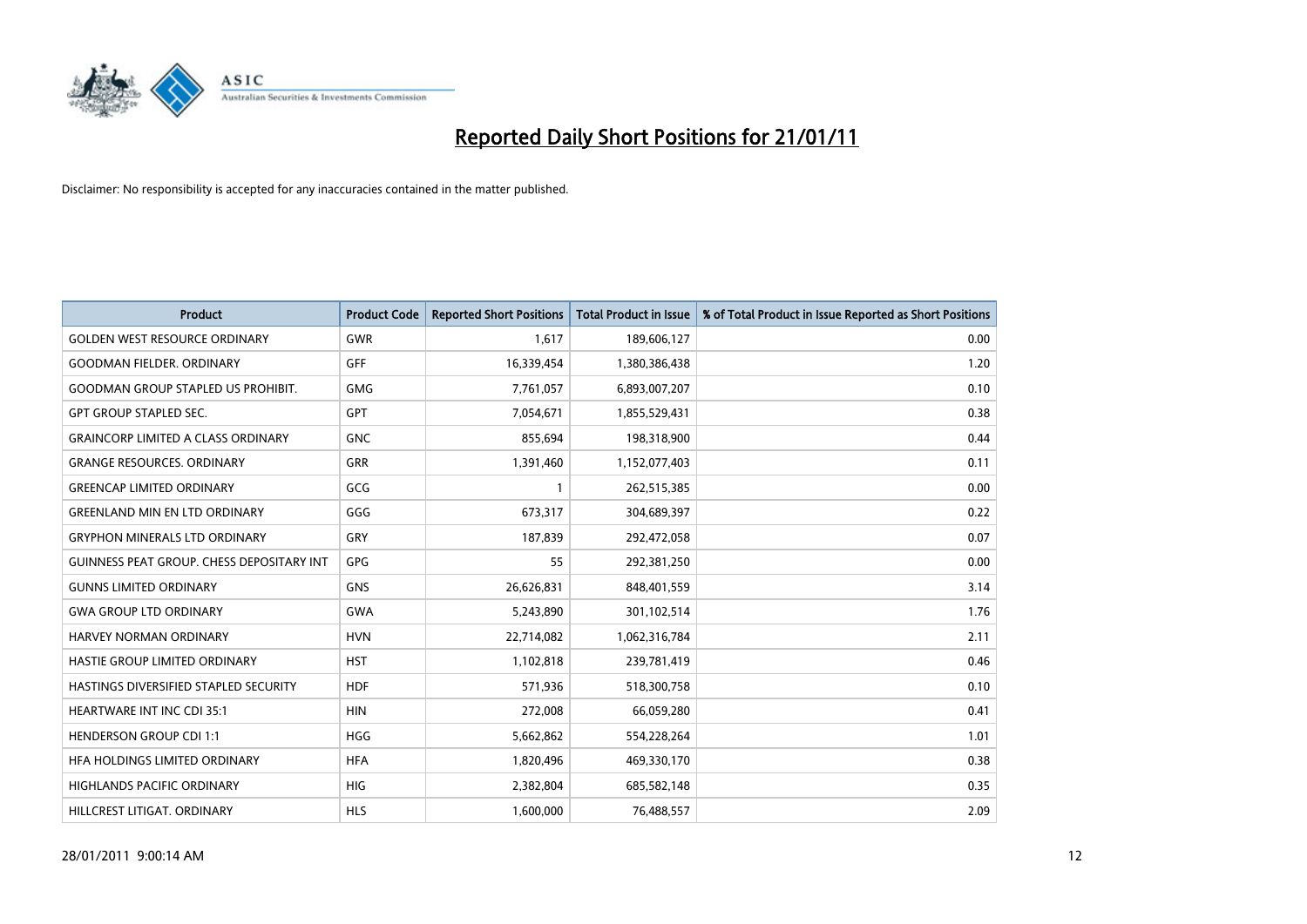# Reported Daily Short Positions for 21/01/11

Disclaimer: No responsibility is accepted for any inaccuracies contained in the matter published.

| Product | Product Code | Reported Short Positions | Total Product in Issue | % of Total Product in Issue Reported as Short Positions |
|---|---|---|---|---|
| GOLDEN WEST RESOURCE ORDINARY | GWR | 1,617 | 189,606,127 | 0.00 |
| GOODMAN FIELDER. ORDINARY | GFF | 16,339,454 | 1,380,386,438 | 1.20 |
| GOODMAN GROUP STAPLED US PROHIBIT. | GMG | 7,761,057 | 6,893,007,207 | 0.10 |
| GPT GROUP STAPLED SEC. | GPT | 7,054,671 | 1,855,529,431 | 0.38 |
| GRAINCORP LIMITED A CLASS ORDINARY | GNC | 855,694 | 198,318,900 | 0.44 |
| GRANGE RESOURCES. ORDINARY | GRR | 1,391,460 | 1,152,077,403 | 0.11 |
| GREENCAP LIMITED ORDINARY | GCG | 1 | 262,515,385 | 0.00 |
| GREENLAND MIN EN LTD ORDINARY | GGG | 673,317 | 304,689,397 | 0.22 |
| GRYPHON MINERALS LTD ORDINARY | GRY | 187,839 | 292,472,058 | 0.07 |
| GUINNESS PEAT GROUP. CHESS DEPOSITARY INT | GPG | 55 | 292,381,250 | 0.00 |
| GUNNS LIMITED ORDINARY | GNS | 26,626,831 | 848,401,559 | 3.14 |
| GWA GROUP LTD ORDINARY | GWA | 5,243,890 | 301,102,514 | 1.76 |
| HARVEY NORMAN ORDINARY | HVN | 22,714,082 | 1,062,316,784 | 2.11 |
| HASTIE GROUP LIMITED ORDINARY | HST | 1,102,818 | 239,781,419 | 0.46 |
| HASTINGS DIVERSIFIED STAPLED SECURITY | HDF | 571,936 | 518,300,758 | 0.10 |
| HEARTWARE INT INC CDI 35:1 | HIN | 272,008 | 66,059,280 | 0.41 |
| HENDERSON GROUP CDI 1:1 | HGG | 5,662,862 | 554,228,264 | 1.01 |
| HFA HOLDINGS LIMITED ORDINARY | HFA | 1,820,496 | 469,330,170 | 0.38 |
| HIGHLANDS PACIFIC ORDINARY | HIG | 2,382,804 | 685,582,148 | 0.35 |
| HILLCREST LITIGAT. ORDINARY | HLS | 1,600,000 | 76,488,557 | 2.09 |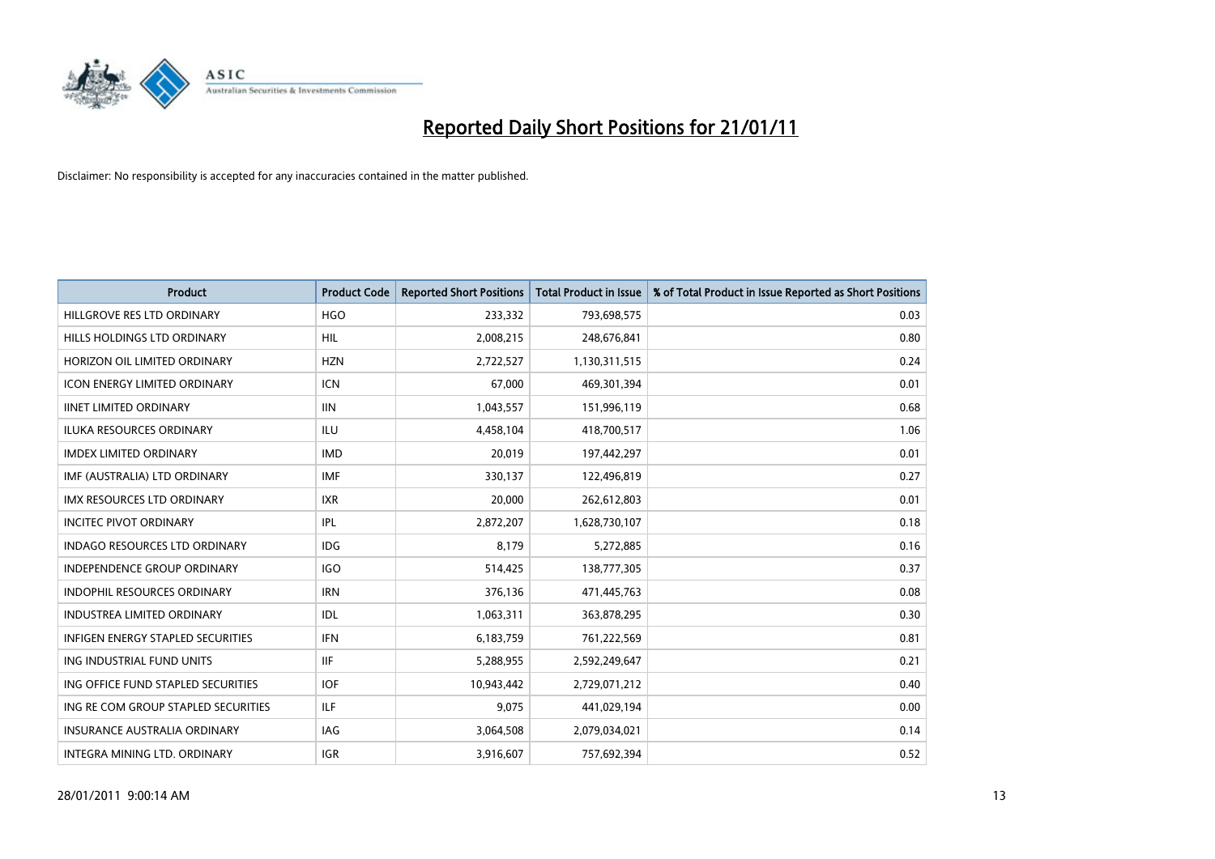# Reported Daily Short Positions for 21/01/11

Disclaimer: No responsibility is accepted for any inaccuracies contained in the matter published.

| Product | Product Code | Reported Short Positions | Total Product in Issue | % of Total Product in Issue Reported as Short Positions |
|---|---|---|---|---|
| HILLGROVE RES LTD ORDINARY | HGO | 233,332 | 793,698,575 | 0.03 |
| HILLS HOLDINGS LTD ORDINARY | HIL | 2,008,215 | 248,676,841 | 0.80 |
| HORIZON OIL LIMITED ORDINARY | HZN | 2,722,527 | 1,130,311,515 | 0.24 |
| ICON ENERGY LIMITED ORDINARY | ICN | 67,000 | 469,301,394 | 0.01 |
| IINET LIMITED ORDINARY | IIN | 1,043,557 | 151,996,119 | 0.68 |
| ILUKA RESOURCES ORDINARY | ILU | 4,458,104 | 418,700,517 | 1.06 |
| IMDEX LIMITED ORDINARY | IMD | 20,019 | 197,442,297 | 0.01 |
| IMF (AUSTRALIA) LTD ORDINARY | IMF | 330,137 | 122,496,819 | 0.27 |
| IMX RESOURCES LTD ORDINARY | IXR | 20,000 | 262,612,803 | 0.01 |
| INCITEC PIVOT ORDINARY | IPL | 2,872,207 | 1,628,730,107 | 0.18 |
| INDAGO RESOURCES LTD ORDINARY | IDG | 8,179 | 5,272,885 | 0.16 |
| INDEPENDENCE GROUP ORDINARY | IGO | 514,425 | 138,777,305 | 0.37 |
| INDOPHIL RESOURCES ORDINARY | IRN | 376,136 | 471,445,763 | 0.08 |
| INDUSTREA LIMITED ORDINARY | IDL | 1,063,311 | 363,878,295 | 0.30 |
| INFIGEN ENERGY STAPLED SECURITIES | IFN | 6,183,759 | 761,222,569 | 0.81 |
| ING INDUSTRIAL FUND UNITS | IIF | 5,288,955 | 2,592,249,647 | 0.21 |
| ING OFFICE FUND STAPLED SECURITIES | IOF | 10,943,442 | 2,729,071,212 | 0.40 |
| ING RE COM GROUP STAPLED SECURITIES | ILF | 9,075 | 441,029,194 | 0.00 |
| INSURANCE AUSTRALIA ORDINARY | IAG | 3,064,508 | 2,079,034,021 | 0.14 |
| INTEGRA MINING LTD. ORDINARY | IGR | 3,916,607 | 757,692,394 | 0.52 |

28/01/2011 9:00:14 AM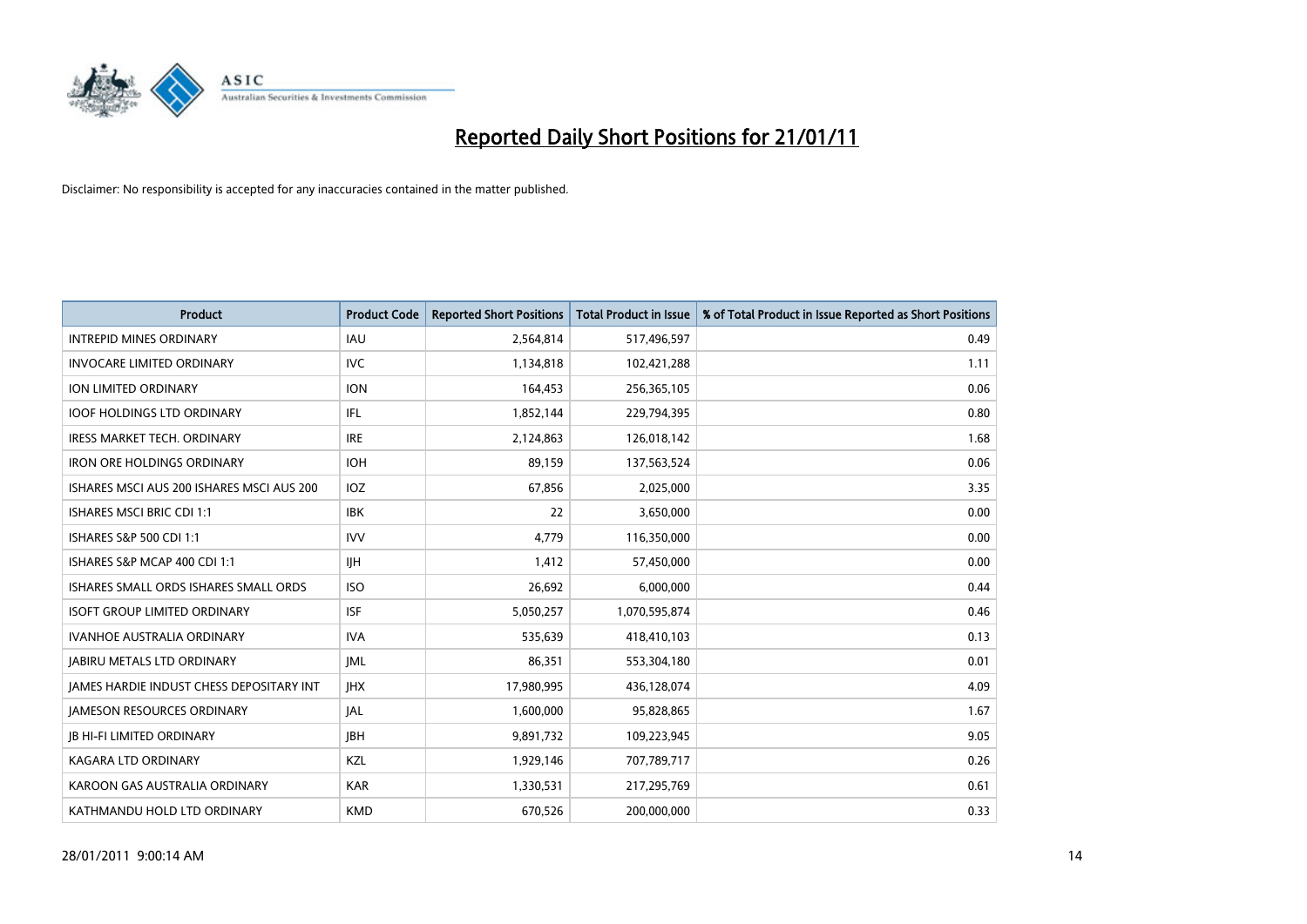# Reported Daily Short Positions for 21/01/11

Disclaimer: No responsibility is accepted for any inaccuracies contained in the matter published.

| Product | Product Code | Reported Short Positions | Total Product in Issue | % of Total Product in Issue Reported as Short Positions |
|---|---|---|---|---|
| INTREPID MINES ORDINARY | IAU | 2,564,814 | 517,496,597 | 0.49 |
| INVOCARE LIMITED ORDINARY | IVC | 1,134,818 | 102,421,288 | 1.11 |
| ION LIMITED ORDINARY | ION | 164,453 | 256,365,105 | 0.06 |
| IOOF HOLDINGS LTD ORDINARY | IFL | 1,852,144 | 229,794,395 | 0.80 |
| IRESS MARKET TECH. ORDINARY | IRE | 2,124,863 | 126,018,142 | 1.68 |
| IRON ORE HOLDINGS ORDINARY | IOH | 89,159 | 137,563,524 | 0.06 |
| ISHARES MSCI AUS 200 ISHARES MSCI AUS 200 | IOZ | 67,856 | 2,025,000 | 3.35 |
| ISHARES MSCI BRIC CDI 1:1 | IBK | 22 | 3,650,000 | 0.00 |
| ISHARES S&P 500 CDI 1:1 | IVV | 4,779 | 116,350,000 | 0.00 |
| ISHARES S&P MCAP 400 CDI 1:1 | IJH | 1,412 | 57,450,000 | 0.00 |
| ISHARES SMALL ORDS ISHARES SMALL ORDS | ISO | 26,692 | 6,000,000 | 0.44 |
| ISOFT GROUP LIMITED ORDINARY | ISF | 5,050,257 | 1,070,595,874 | 0.46 |
| IVANHOE AUSTRALIA ORDINARY | IVA | 535,639 | 418,410,103 | 0.13 |
| JABIRU METALS LTD ORDINARY | JML | 86,351 | 553,304,180 | 0.01 |
| JAMES HARDIE INDUST CHESS DEPOSITARY INT | JHX | 17,980,995 | 436,128,074 | 4.09 |
| JAMESON RESOURCES ORDINARY | JAL | 1,600,000 | 95,828,865 | 1.67 |
| JB HI-FI LIMITED ORDINARY | JBH | 9,891,732 | 109,223,945 | 9.05 |
| KAGARA LTD ORDINARY | KZL | 1,929,146 | 707,789,717 | 0.26 |
| KAROON GAS AUSTRALIA ORDINARY | KAR | 1,330,531 | 217,295,769 | 0.61 |
| KATHMANDU HOLD LTD ORDINARY | KMD | 670,526 | 200,000,000 | 0.33 |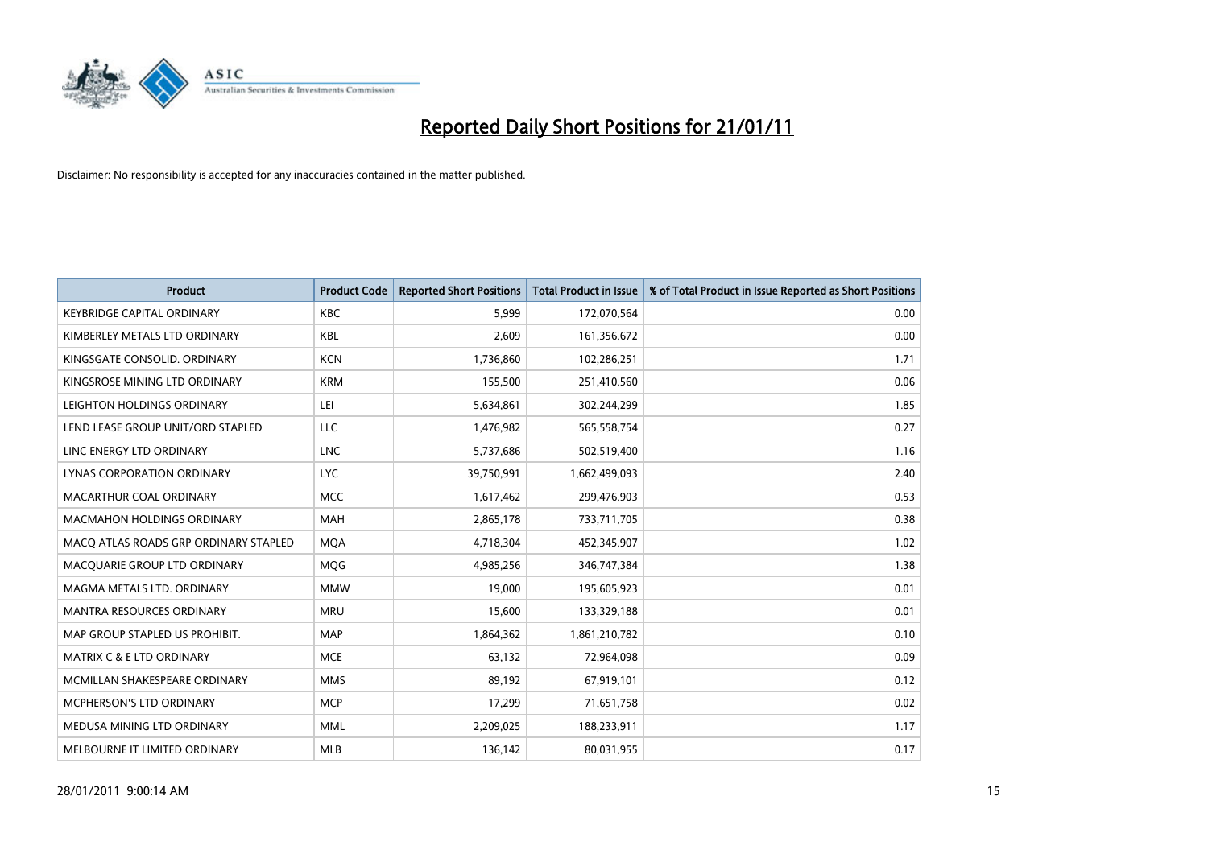# Reported Daily Short Positions for 21/01/11

Disclaimer: No responsibility is accepted for any inaccuracies contained in the matter published.

| Product | Product Code | Reported Short Positions | Total Product in Issue | % of Total Product in Issue Reported as Short Positions |
|---|---|---|---|---|
| KEYBRIDGE CAPITAL ORDINARY | KBC | 5,999 | 172,070,564 | 0.00 |
| KIMBERLEY METALS LTD ORDINARY | KBL | 2,609 | 161,356,672 | 0.00 |
| KINGSGATE CONSOLID. ORDINARY | KCN | 1,736,860 | 102,286,251 | 1.71 |
| KINGSROSE MINING LTD ORDINARY | KRM | 155,500 | 251,410,560 | 0.06 |
| LEIGHTON HOLDINGS ORDINARY | LEI | 5,634,861 | 302,244,299 | 1.85 |
| LEND LEASE GROUP UNIT/ORD STAPLED | LLC | 1,476,982 | 565,558,754 | 0.27 |
| LINC ENERGY LTD ORDINARY | LNC | 5,737,686 | 502,519,400 | 1.16 |
| LYNAS CORPORATION ORDINARY | LYC | 39,750,991 | 1,662,499,093 | 2.40 |
| MACARTHUR COAL ORDINARY | MCC | 1,617,462 | 299,476,903 | 0.53 |
| MACMAHON HOLDINGS ORDINARY | MAH | 2,865,178 | 733,711,705 | 0.38 |
| MACQ ATLAS ROADS GRP ORDINARY STAPLED | MQA | 4,718,304 | 452,345,907 | 1.02 |
| MACQUARIE GROUP LTD ORDINARY | MQG | 4,985,256 | 346,747,384 | 1.38 |
| MAGMA METALS LTD. ORDINARY | MMW | 19,000 | 195,605,923 | 0.01 |
| MANTRA RESOURCES ORDINARY | MRU | 15,600 | 133,329,188 | 0.01 |
| MAP GROUP STAPLED US PROHIBIT. | MAP | 1,864,362 | 1,861,210,782 | 0.10 |
| MATRIX C & E LTD ORDINARY | MCE | 63,132 | 72,964,098 | 0.09 |
| MCMILLAN SHAKESPEARE ORDINARY | MMS | 89,192 | 67,919,101 | 0.12 |
| MCPHERSON'S LTD ORDINARY | MCP | 17,299 | 71,651,758 | 0.02 |
| MEDUSA MINING LTD ORDINARY | MML | 2,209,025 | 188,233,911 | 1.17 |
| MELBOURNE IT LIMITED ORDINARY | MLB | 136,142 | 80,031,955 | 0.17 |

28/01/2011 9:00:14 AM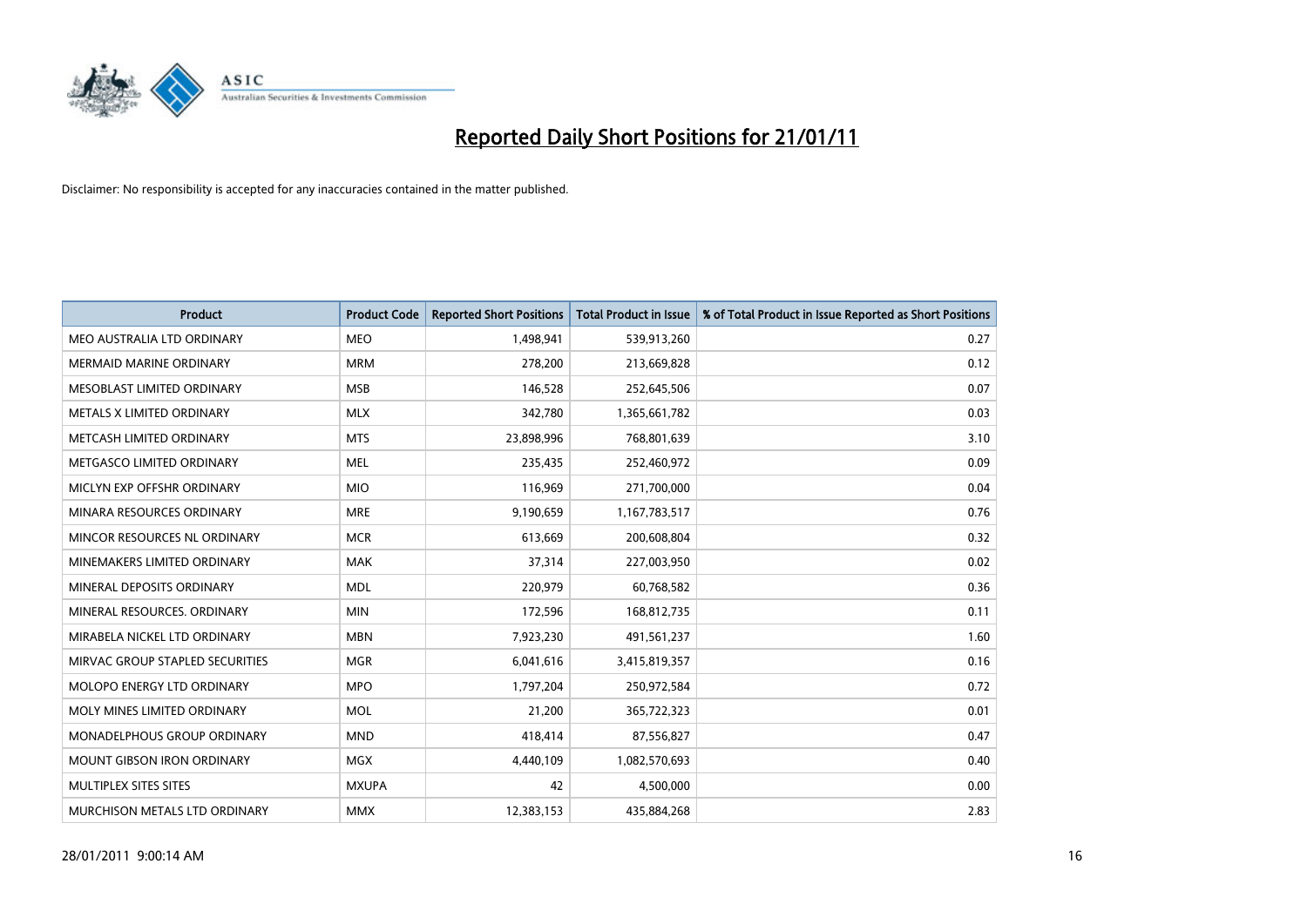# Reported Daily Short Positions for 21/01/11

Disclaimer: No responsibility is accepted for any inaccuracies contained in the matter published.

| Product | Product Code | Reported Short Positions | Total Product in Issue | % of Total Product in Issue Reported as Short Positions |
|---|---|---|---|---|
| MEO AUSTRALIA LTD ORDINARY | MEO | 1,498,941 | 539,913,260 | 0.27 |
| MERMAID MARINE ORDINARY | MRM | 278,200 | 213,669,828 | 0.12 |
| MESOBLAST LIMITED ORDINARY | MSB | 146,528 | 252,645,506 | 0.07 |
| METALS X LIMITED ORDINARY | MLX | 342,780 | 1,365,661,782 | 0.03 |
| METCASH LIMITED ORDINARY | MTS | 23,898,996 | 768,801,639 | 3.10 |
| METGASCO LIMITED ORDINARY | MEL | 235,435 | 252,460,972 | 0.09 |
| MICLYN EXP OFFSHR ORDINARY | MIO | 116,969 | 271,700,000 | 0.04 |
| MINARA RESOURCES ORDINARY | MRE | 9,190,659 | 1,167,783,517 | 0.76 |
| MINCOR RESOURCES NL ORDINARY | MCR | 613,669 | 200,608,804 | 0.32 |
| MINEMAKERS LIMITED ORDINARY | MAK | 37,314 | 227,003,950 | 0.02 |
| MINERAL DEPOSITS ORDINARY | MDL | 220,979 | 60,768,582 | 0.36 |
| MINERAL RESOURCES. ORDINARY | MIN | 172,596 | 168,812,735 | 0.11 |
| MIRABELA NICKEL LTD ORDINARY | MBN | 7,923,230 | 491,561,237 | 1.60 |
| MIRVAC GROUP STAPLED SECURITIES | MGR | 6,041,616 | 3,415,819,357 | 0.16 |
| MOLOPO ENERGY LTD ORDINARY | MPO | 1,797,204 | 250,972,584 | 0.72 |
| MOLY MINES LIMITED ORDINARY | MOL | 21,200 | 365,722,323 | 0.01 |
| MONADELPHOUS GROUP ORDINARY | MND | 418,414 | 87,556,827 | 0.47 |
| MOUNT GIBSON IRON ORDINARY | MGX | 4,440,109 | 1,082,570,693 | 0.40 |
| MULTIPLEX SITES SITES | MXUPA | 42 | 4,500,000 | 0.00 |
| MURCHISON METALS LTD ORDINARY | MMX | 12,383,153 | 435,884,268 | 2.83 |

28/01/2011 9:00:14 AM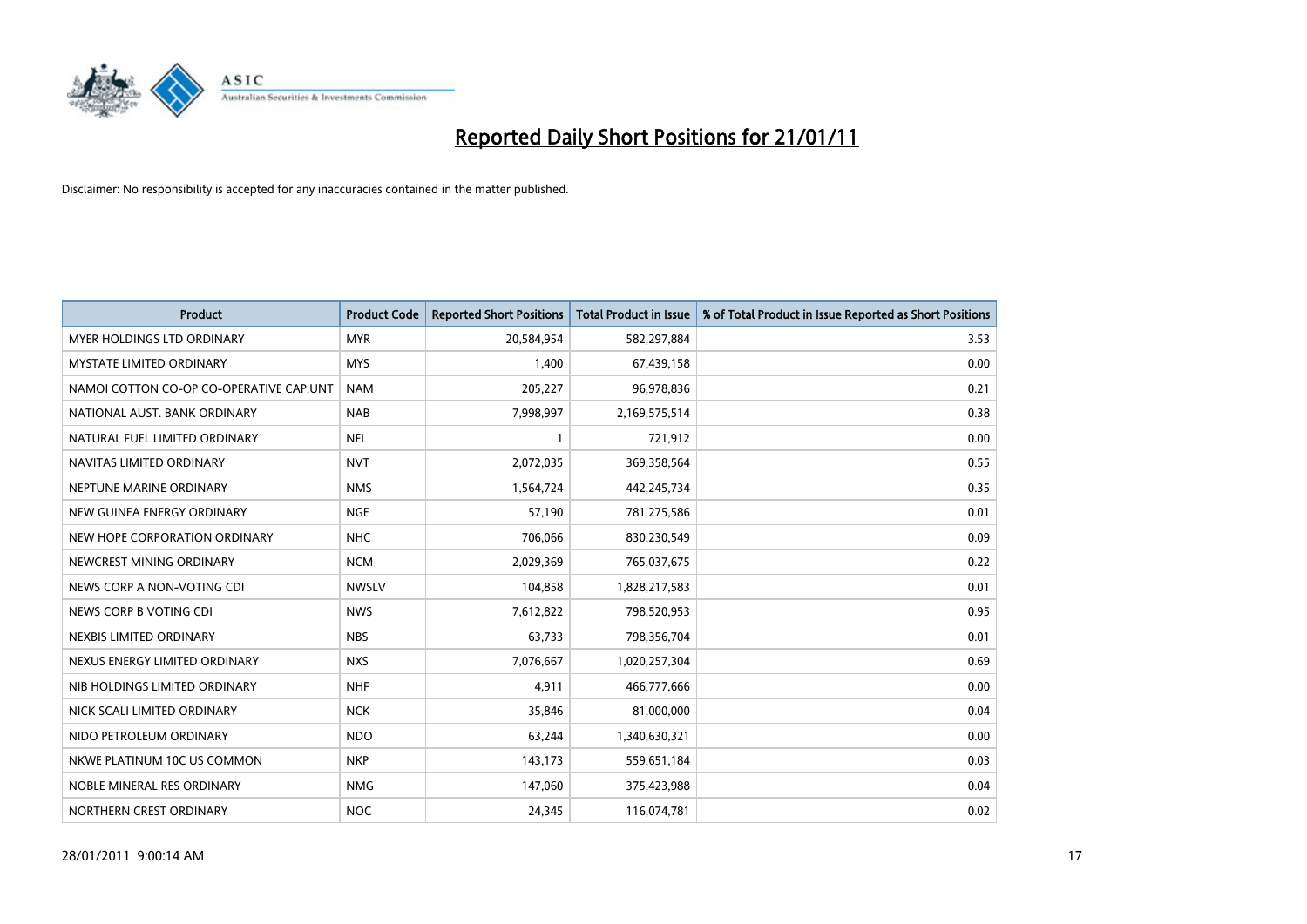# Reported Daily Short Positions for 21/01/11

Disclaimer: No responsibility is accepted for any inaccuracies contained in the matter published.

| Product | Product Code | Reported Short Positions | Total Product in Issue | % of Total Product in Issue Reported as Short Positions |
|---|---|---|---|---|
| MYER HOLDINGS LTD ORDINARY | MYR | 20,584,954 | 582,297,884 | 3.53 |
| MYSTATE LIMITED ORDINARY | MYS | 1,400 | 67,439,158 | 0.00 |
| NAMOI COTTON CO-OP CO-OPERATIVE CAP.UNT | NAM | 205,227 | 96,978,836 | 0.21 |
| NATIONAL AUST. BANK ORDINARY | NAB | 7,998,997 | 2,169,575,514 | 0.38 |
| NATURAL FUEL LIMITED ORDINARY | NFL | 1 | 721,912 | 0.00 |
| NAVITAS LIMITED ORDINARY | NVT | 2,072,035 | 369,358,564 | 0.55 |
| NEPTUNE MARINE ORDINARY | NMS | 1,564,724 | 442,245,734 | 0.35 |
| NEW GUINEA ENERGY ORDINARY | NGE | 57,190 | 781,275,586 | 0.01 |
| NEW HOPE CORPORATION ORDINARY | NHC | 706,066 | 830,230,549 | 0.09 |
| NEWCREST MINING ORDINARY | NCM | 2,029,369 | 765,037,675 | 0.22 |
| NEWS CORP A NON-VOTING CDI | NWSLV | 104,858 | 1,828,217,583 | 0.01 |
| NEWS CORP B VOTING CDI | NWS | 7,612,822 | 798,520,953 | 0.95 |
| NEXBIS LIMITED ORDINARY | NBS | 63,733 | 798,356,704 | 0.01 |
| NEXUS ENERGY LIMITED ORDINARY | NXS | 7,076,667 | 1,020,257,304 | 0.69 |
| NIB HOLDINGS LIMITED ORDINARY | NHF | 4,911 | 466,777,666 | 0.00 |
| NICK SCALI LIMITED ORDINARY | NCK | 35,846 | 81,000,000 | 0.04 |
| NIDO PETROLEUM ORDINARY | NDO | 63,244 | 1,340,630,321 | 0.00 |
| NKWE PLATINUM 10C US COMMON | NKP | 143,173 | 559,651,184 | 0.03 |
| NOBLE MINERAL RES ORDINARY | NMG | 147,060 | 375,423,988 | 0.04 |
| NORTHERN CREST ORDINARY | NOC | 24,345 | 116,074,781 | 0.02 |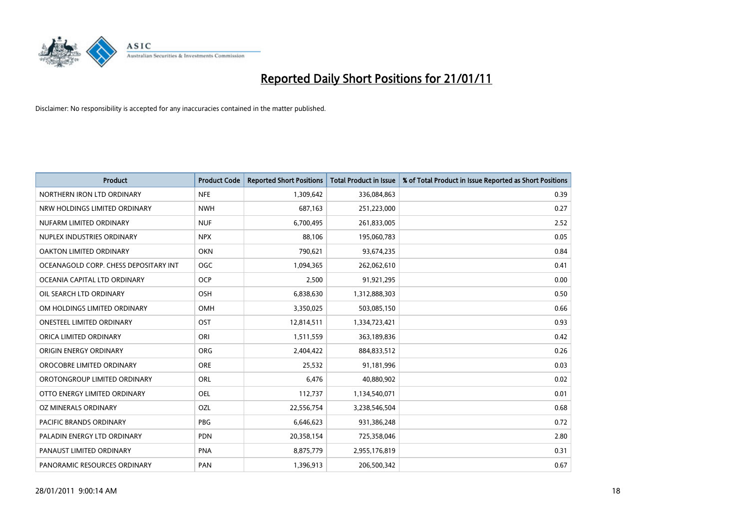# Reported Daily Short Positions for 21/01/11

Disclaimer: No responsibility is accepted for any inaccuracies contained in the matter published.

| Product | Product Code | Reported Short Positions | Total Product in Issue | % of Total Product in Issue Reported as Short Positions |
|---|---|---|---|---|
| NORTHERN IRON LTD ORDINARY | NFE | 1,309,642 | 336,084,863 | 0.39 |
| NRW HOLDINGS LIMITED ORDINARY | NWH | 687,163 | 251,223,000 | 0.27 |
| NUFARM LIMITED ORDINARY | NUF | 6,700,495 | 261,833,005 | 2.52 |
| NUPLEX INDUSTRIES ORDINARY | NPX | 88,106 | 195,060,783 | 0.05 |
| OAKTON LIMITED ORDINARY | OKN | 790,621 | 93,674,235 | 0.84 |
| OCEANAGOLD CORP. CHESS DEPOSITARY INT | OGC | 1,094,365 | 262,062,610 | 0.41 |
| OCEANIA CAPITAL LTD ORDINARY | OCP | 2,500 | 91,921,295 | 0.00 |
| OIL SEARCH LTD ORDINARY | OSH | 6,838,630 | 1,312,888,303 | 0.50 |
| OM HOLDINGS LIMITED ORDINARY | OMH | 3,350,025 | 503,085,150 | 0.66 |
| ONESTEEL LIMITED ORDINARY | OST | 12,814,511 | 1,334,723,421 | 0.93 |
| ORICA LIMITED ORDINARY | ORI | 1,511,559 | 363,189,836 | 0.42 |
| ORIGIN ENERGY ORDINARY | ORG | 2,404,422 | 884,833,512 | 0.26 |
| OROCOBRE LIMITED ORDINARY | ORE | 25,532 | 91,181,996 | 0.03 |
| OROTONGROUP LIMITED ORDINARY | ORL | 6,476 | 40,880,902 | 0.02 |
| OTTO ENERGY LIMITED ORDINARY | OEL | 112,737 | 1,134,540,071 | 0.01 |
| OZ MINERALS ORDINARY | OZL | 22,556,754 | 3,238,546,504 | 0.68 |
| PACIFIC BRANDS ORDINARY | PBG | 6,646,623 | 931,386,248 | 0.72 |
| PALADIN ENERGY LTD ORDINARY | PDN | 20,358,154 | 725,358,046 | 2.80 |
| PANAUST LIMITED ORDINARY | PNA | 8,875,779 | 2,955,176,819 | 0.31 |
| PANORAMIC RESOURCES ORDINARY | PAN | 1,396,913 | 206,500,342 | 0.67 |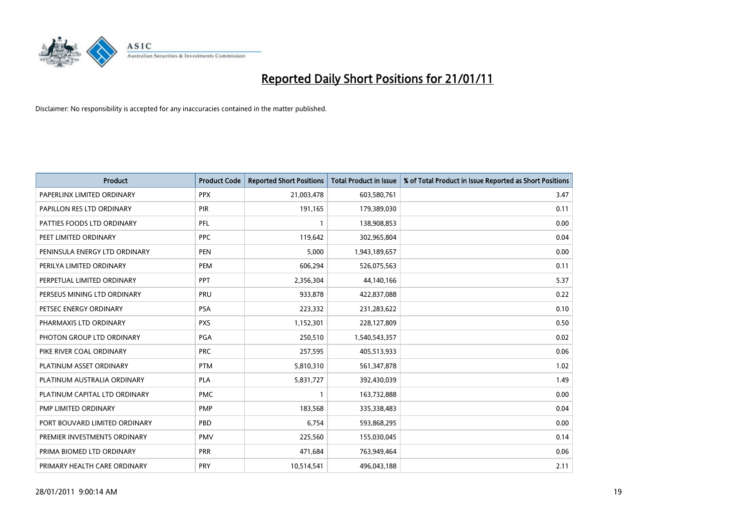# Reported Daily Short Positions for 21/01/11

Disclaimer: No responsibility is accepted for any inaccuracies contained in the matter published.

| Product | Product Code | Reported Short Positions | Total Product in Issue | % of Total Product in Issue Reported as Short Positions |
|---|---|---|---|---|
| PAPERLINX LIMITED ORDINARY | PPX | 21,003,478 | 603,580,761 | 3.47 |
| PAPILLON RES LTD ORDINARY | PIR | 191,165 | 179,389,030 | 0.11 |
| PATTIES FOODS LTD ORDINARY | PFL | 1 | 138,908,853 | 0.00 |
| PEET LIMITED ORDINARY | PPC | 119,642 | 302,965,804 | 0.04 |
| PENINSULA ENERGY LTD ORDINARY | PEN | 5,000 | 1,943,189,657 | 0.00 |
| PERILYA LIMITED ORDINARY | PEM | 606,294 | 526,075,563 | 0.11 |
| PERPETUAL LIMITED ORDINARY | PPT | 2,356,304 | 44,140,166 | 5.37 |
| PERSEUS MINING LTD ORDINARY | PRU | 933,878 | 422,837,088 | 0.22 |
| PETSEC ENERGY ORDINARY | PSA | 223,332 | 231,283,622 | 0.10 |
| PHARMAXIS LTD ORDINARY | PXS | 1,152,301 | 228,127,809 | 0.50 |
| PHOTON GROUP LTD ORDINARY | PGA | 250,510 | 1,540,543,357 | 0.02 |
| PIKE RIVER COAL ORDINARY | PRC | 257,595 | 405,513,933 | 0.06 |
| PLATINUM ASSET ORDINARY | PTM | 5,810,310 | 561,347,878 | 1.02 |
| PLATINUM AUSTRALIA ORDINARY | PLA | 5,831,727 | 392,430,039 | 1.49 |
| PLATINUM CAPITAL LTD ORDINARY | PMC | 1 | 163,732,888 | 0.00 |
| PMP LIMITED ORDINARY | PMP | 183,568 | 335,338,483 | 0.04 |
| PORT BOUVARD LIMITED ORDINARY | PBD | 6,754 | 593,868,295 | 0.00 |
| PREMIER INVESTMENTS ORDINARY | PMV | 225,560 | 155,030,045 | 0.14 |
| PRIMA BIOMED LTD ORDINARY | PRR | 471,684 | 763,949,464 | 0.06 |
| PRIMARY HEALTH CARE ORDINARY | PRY | 10,514,541 | 496,043,188 | 2.11 |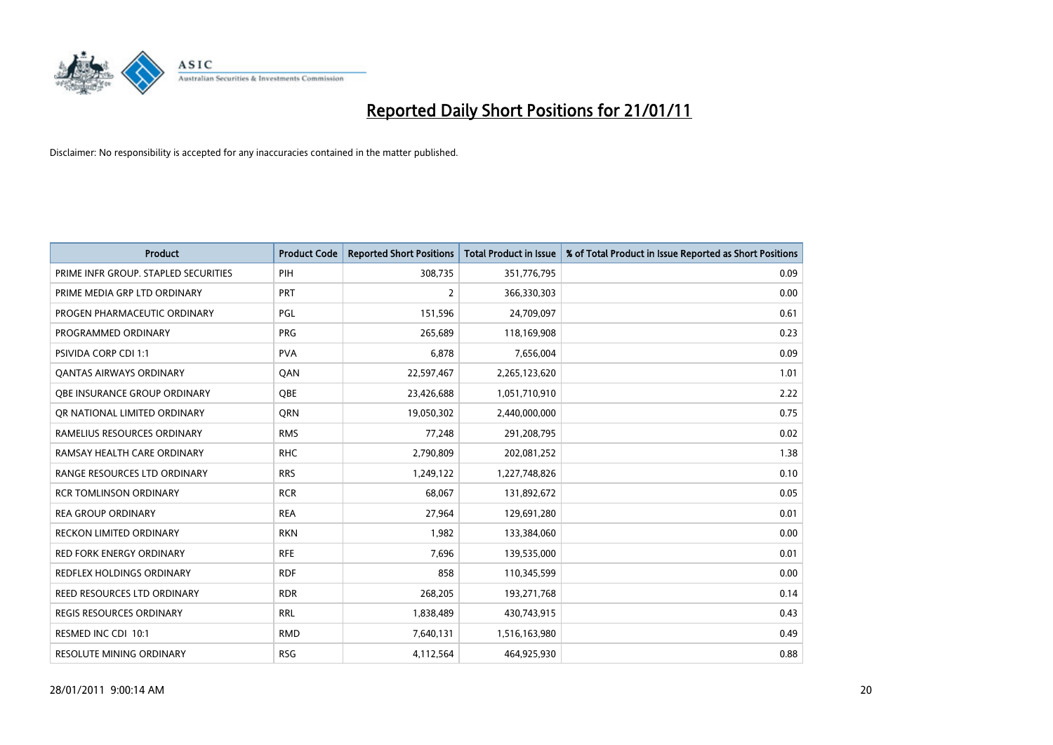# Reported Daily Short Positions for 21/01/11

Disclaimer: No responsibility is accepted for any inaccuracies contained in the matter published.

| Product | Product Code | Reported Short Positions | Total Product in Issue | % of Total Product in Issue Reported as Short Positions |
|---|---|---|---|---|
| PRIME INFR GROUP. STAPLED SECURITIES | PIH | 308,735 | 351,776,795 | 0.09 |
| PRIME MEDIA GRP LTD ORDINARY | PRT | 2 | 366,330,303 | 0.00 |
| PROGEN PHARMACEUTIC ORDINARY | PGL | 151,596 | 24,709,097 | 0.61 |
| PROGRAMMED ORDINARY | PRG | 265,689 | 118,169,908 | 0.23 |
| PSIVIDA CORP CDI 1:1 | PVA | 6,878 | 7,656,004 | 0.09 |
| QANTAS AIRWAYS ORDINARY | QAN | 22,597,467 | 2,265,123,620 | 1.01 |
| QBE INSURANCE GROUP ORDINARY | QBE | 23,426,688 | 1,051,710,910 | 2.22 |
| QR NATIONAL LIMITED ORDINARY | QRN | 19,050,302 | 2,440,000,000 | 0.75 |
| RAMELIUS RESOURCES ORDINARY | RMS | 77,248 | 291,208,795 | 0.02 |
| RAMSAY HEALTH CARE ORDINARY | RHC | 2,790,809 | 202,081,252 | 1.38 |
| RANGE RESOURCES LTD ORDINARY | RRS | 1,249,122 | 1,227,748,826 | 0.10 |
| RCR TOMLINSON ORDINARY | RCR | 68,067 | 131,892,672 | 0.05 |
| REA GROUP ORDINARY | REA | 27,964 | 129,691,280 | 0.01 |
| RECKON LIMITED ORDINARY | RKN | 1,982 | 133,384,060 | 0.00 |
| RED FORK ENERGY ORDINARY | RFE | 7,696 | 139,535,000 | 0.01 |
| REDFLEX HOLDINGS ORDINARY | RDF | 858 | 110,345,599 | 0.00 |
| REED RESOURCES LTD ORDINARY | RDR | 268,205 | 193,271,768 | 0.14 |
| REGIS RESOURCES ORDINARY | RRL | 1,838,489 | 430,743,915 | 0.43 |
| RESMED INC CDI 10:1 | RMD | 7,640,131 | 1,516,163,980 | 0.49 |
| RESOLUTE MINING ORDINARY | RSG | 4,112,564 | 464,925,930 | 0.88 |

28/01/2011 9:00:14 AM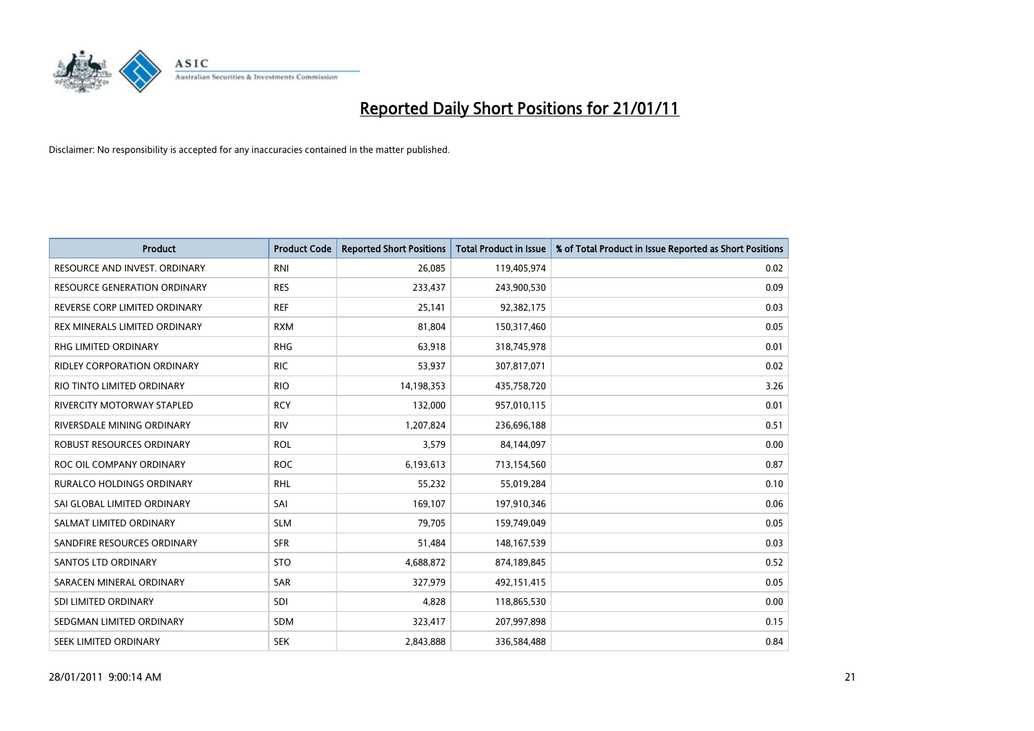# Reported Daily Short Positions for 21/01/11

Disclaimer: No responsibility is accepted for any inaccuracies contained in the matter published.

| Product | Product Code | Reported Short Positions | Total Product in Issue | % of Total Product in Issue Reported as Short Positions |
|---|---|---|---|---|
| RESOURCE AND INVEST. ORDINARY | RNI | 26,085 | 119,405,974 | 0.02 |
| RESOURCE GENERATION ORDINARY | RES | 233,437 | 243,900,530 | 0.09 |
| REVERSE CORP LIMITED ORDINARY | REF | 25,141 | 92,382,175 | 0.03 |
| REX MINERALS LIMITED ORDINARY | RXM | 81,804 | 150,317,460 | 0.05 |
| RHG LIMITED ORDINARY | RHG | 63,918 | 318,745,978 | 0.01 |
| RIDLEY CORPORATION ORDINARY | RIC | 53,937 | 307,817,071 | 0.02 |
| RIO TINTO LIMITED ORDINARY | RIO | 14,198,353 | 435,758,720 | 3.26 |
| RIVERCITY MOTORWAY STAPLED | RCY | 132,000 | 957,010,115 | 0.01 |
| RIVERSDALE MINING ORDINARY | RIV | 1,207,824 | 236,696,188 | 0.51 |
| ROBUST RESOURCES ORDINARY | ROL | 3,579 | 84,144,097 | 0.00 |
| ROC OIL COMPANY ORDINARY | ROC | 6,193,613 | 713,154,560 | 0.87 |
| RURALCO HOLDINGS ORDINARY | RHL | 55,232 | 55,019,284 | 0.10 |
| SAI GLOBAL LIMITED ORDINARY | SAI | 169,107 | 197,910,346 | 0.06 |
| SALMAT LIMITED ORDINARY | SLM | 79,705 | 159,749,049 | 0.05 |
| SANDFIRE RESOURCES ORDINARY | SFR | 51,484 | 148,167,539 | 0.03 |
| SANTOS LTD ORDINARY | STO | 4,688,872 | 874,189,845 | 0.52 |
| SARACEN MINERAL ORDINARY | SAR | 327,979 | 492,151,415 | 0.05 |
| SDI LIMITED ORDINARY | SDI | 4,828 | 118,865,530 | 0.00 |
| SEDGMAN LIMITED ORDINARY | SDM | 323,417 | 207,997,898 | 0.15 |
| SEEK LIMITED ORDINARY | SEK | 2,843,888 | 336,584,488 | 0.84 |

28/01/2011 9:00:14 AM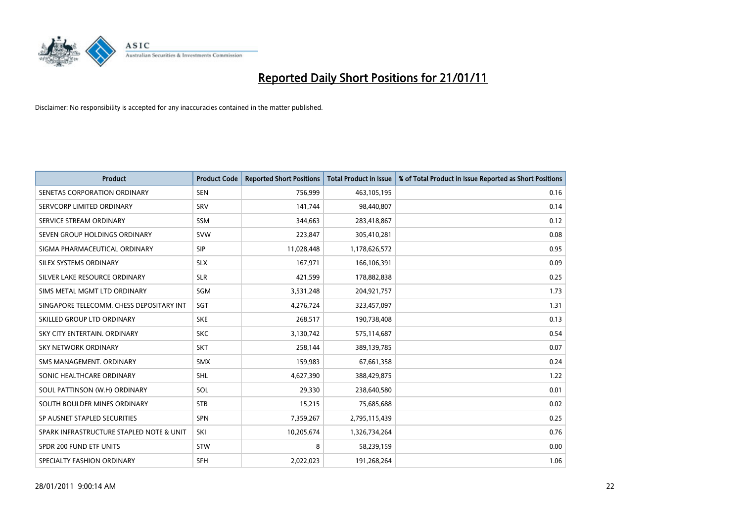# Reported Daily Short Positions for 21/01/11

Disclaimer: No responsibility is accepted for any inaccuracies contained in the matter published.

| Product | Product Code | Reported Short Positions | Total Product in Issue | % of Total Product in Issue Reported as Short Positions |
|---|---|---|---|---|
| SENETAS CORPORATION ORDINARY | SEN | 756,999 | 463,105,195 | 0.16 |
| SERVCORP LIMITED ORDINARY | SRV | 141,744 | 98,440,807 | 0.14 |
| SERVICE STREAM ORDINARY | SSM | 344,663 | 283,418,867 | 0.12 |
| SEVEN GROUP HOLDINGS ORDINARY | SVW | 223,847 | 305,410,281 | 0.08 |
| SIGMA PHARMACEUTICAL ORDINARY | SIP | 11,028,448 | 1,178,626,572 | 0.95 |
| SILEX SYSTEMS ORDINARY | SLX | 167,971 | 166,106,391 | 0.09 |
| SILVER LAKE RESOURCE ORDINARY | SLR | 421,599 | 178,882,838 | 0.25 |
| SIMS METAL MGMT LTD ORDINARY | SGM | 3,531,248 | 204,921,757 | 1.73 |
| SINGAPORE TELECOMM. CHESS DEPOSITARY INT | SGT | 4,276,724 | 323,457,097 | 1.31 |
| SKILLED GROUP LTD ORDINARY | SKE | 268,517 | 190,738,408 | 0.13 |
| SKY CITY ENTERTAIN. ORDINARY | SKC | 3,130,742 | 575,114,687 | 0.54 |
| SKY NETWORK ORDINARY | SKT | 258,144 | 389,139,785 | 0.07 |
| SMS MANAGEMENT. ORDINARY | SMX | 159,983 | 67,661,358 | 0.24 |
| SONIC HEALTHCARE ORDINARY | SHL | 4,627,390 | 388,429,875 | 1.22 |
| SOUL PATTINSON (W.H) ORDINARY | SOL | 29,330 | 238,640,580 | 0.01 |
| SOUTH BOULDER MINES ORDINARY | STB | 15,215 | 75,685,688 | 0.02 |
| SP AUSNET STAPLED SECURITIES | SPN | 7,359,267 | 2,795,115,439 | 0.25 |
| SPARK INFRASTRUCTURE STAPLED NOTE & UNIT | SKI | 10,205,674 | 1,326,734,264 | 0.76 |
| SPDR 200 FUND ETF UNITS | STW | 8 | 58,239,159 | 0.00 |
| SPECIALTY FASHION ORDINARY | SFH | 2,022,023 | 191,268,264 | 1.06 |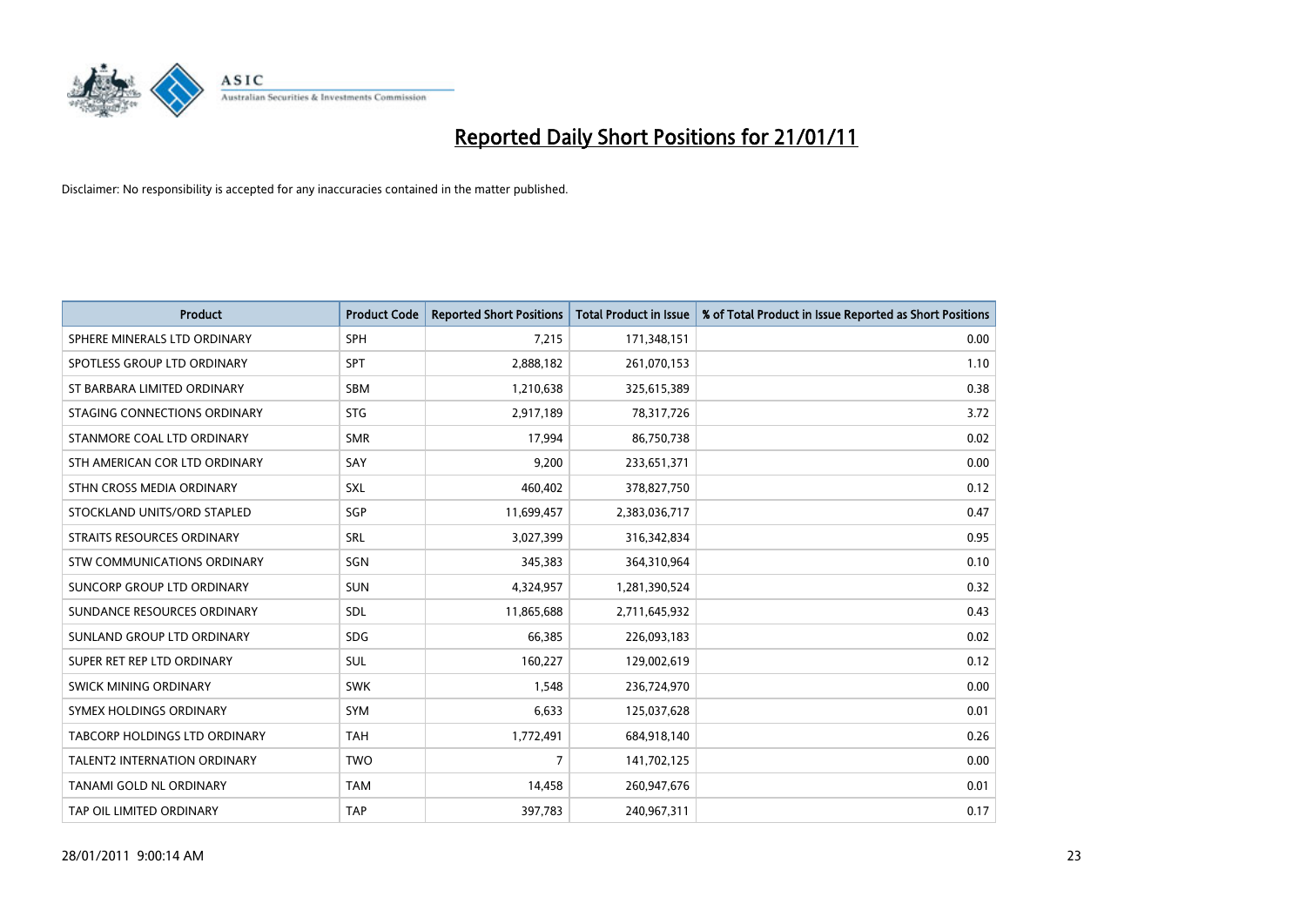# Reported Daily Short Positions for 21/01/11

Disclaimer: No responsibility is accepted for any inaccuracies contained in the matter published.

| Product | Product Code | Reported Short Positions | Total Product in Issue | % of Total Product in Issue Reported as Short Positions |
| --- | --- | --- | --- | --- |
| SPHERE MINERALS LTD ORDINARY | SPH | 7,215 | 171,348,151 | 0.00 |
| SPOTLESS GROUP LTD ORDINARY | SPT | 2,888,182 | 261,070,153 | 1.10 |
| ST BARBARA LIMITED ORDINARY | SBM | 1,210,638 | 325,615,389 | 0.38 |
| STAGING CONNECTIONS ORDINARY | STG | 2,917,189 | 78,317,726 | 3.72 |
| STANMORE COAL LTD ORDINARY | SMR | 17,994 | 86,750,738 | 0.02 |
| STH AMERICAN COR LTD ORDINARY | SAY | 9,200 | 233,651,371 | 0.00 |
| STHN CROSS MEDIA ORDINARY | SXL | 460,402 | 378,827,750 | 0.12 |
| STOCKLAND UNITS/ORD STAPLED | SGP | 11,699,457 | 2,383,036,717 | 0.47 |
| STRAITS RESOURCES ORDINARY | SRL | 3,027,399 | 316,342,834 | 0.95 |
| STW COMMUNICATIONS ORDINARY | SGN | 345,383 | 364,310,964 | 0.10 |
| SUNCORP GROUP LTD ORDINARY | SUN | 4,324,957 | 1,281,390,524 | 0.32 |
| SUNDANCE RESOURCES ORDINARY | SDL | 11,865,688 | 2,711,645,932 | 0.43 |
| SUNLAND GROUP LTD ORDINARY | SDG | 66,385 | 226,093,183 | 0.02 |
| SUPER RET REP LTD ORDINARY | SUL | 160,227 | 129,002,619 | 0.12 |
| SWICK MINING ORDINARY | SWK | 1,548 | 236,724,970 | 0.00 |
| SYMEX HOLDINGS ORDINARY | SYM | 6,633 | 125,037,628 | 0.01 |
| TABCORP HOLDINGS LTD ORDINARY | TAH | 1,772,491 | 684,918,140 | 0.26 |
| TALENT2 INTERNATION ORDINARY | TWO | 7 | 141,702,125 | 0.00 |
| TANAMI GOLD NL ORDINARY | TAM | 14,458 | 260,947,676 | 0.01 |
| TAP OIL LIMITED ORDINARY | TAP | 397,783 | 240,967,311 | 0.17 |

28/01/2011 9:00:14 AM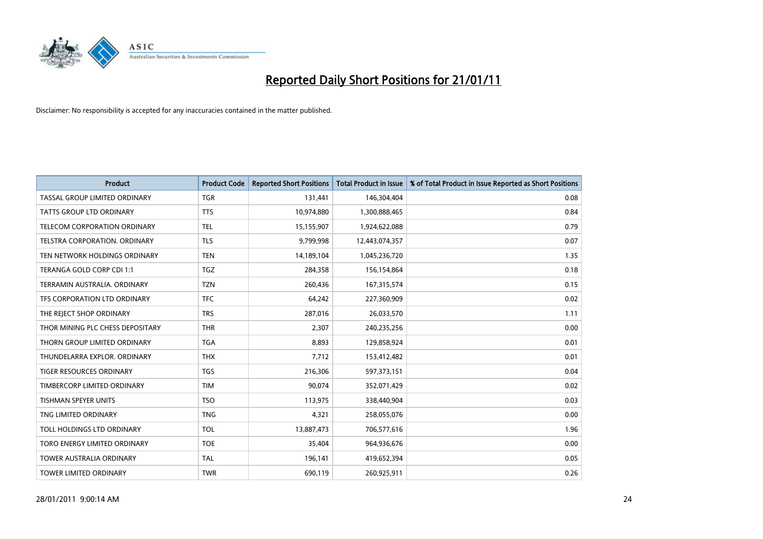# Reported Daily Short Positions for 21/01/11

Disclaimer: No responsibility is accepted for any inaccuracies contained in the matter published.

| Product | Product Code | Reported Short Positions | Total Product in Issue | % of Total Product in Issue Reported as Short Positions |
|---|---|---|---|---|
| TASSAL GROUP LIMITED ORDINARY | TGR | 131,441 | 146,304,404 | 0.08 |
| TATTS GROUP LTD ORDINARY | TTS | 10,974,880 | 1,300,888,465 | 0.84 |
| TELECOM CORPORATION ORDINARY | TEL | 15,155,907 | 1,924,622,088 | 0.79 |
| TELSTRA CORPORATION. ORDINARY | TLS | 9,799,998 | 12,443,074,357 | 0.07 |
| TEN NETWORK HOLDINGS ORDINARY | TEN | 14,189,104 | 1,045,236,720 | 1.35 |
| TERANGA GOLD CORP CDI 1:1 | TGZ | 284,358 | 156,154,864 | 0.18 |
| TERRAMIN AUSTRALIA. ORDINARY | TZN | 260,436 | 167,315,574 | 0.15 |
| TFS CORPORATION LTD ORDINARY | TFC | 64,242 | 227,360,909 | 0.02 |
| THE REJECT SHOP ORDINARY | TRS | 287,016 | 26,033,570 | 1.11 |
| THOR MINING PLC CHESS DEPOSITARY | THR | 2,307 | 240,235,256 | 0.00 |
| THORN GROUP LIMITED ORDINARY | TGA | 8,893 | 129,858,924 | 0.01 |
| THUNDELARRA EXPLOR. ORDINARY | THX | 7,712 | 153,412,482 | 0.01 |
| TIGER RESOURCES ORDINARY | TGS | 216,306 | 597,373,151 | 0.04 |
| TIMBERCORP LIMITED ORDINARY | TIM | 90,074 | 352,071,429 | 0.02 |
| TISHMAN SPEYER UNITS | TSO | 113,975 | 338,440,904 | 0.03 |
| TNG LIMITED ORDINARY | TNG | 4,321 | 258,055,076 | 0.00 |
| TOLL HOLDINGS LTD ORDINARY | TOL | 13,887,473 | 706,577,616 | 1.96 |
| TORO ENERGY LIMITED ORDINARY | TOE | 35,404 | 964,936,676 | 0.00 |
| TOWER AUSTRALIA ORDINARY | TAL | 196,141 | 419,652,394 | 0.05 |
| TOWER LIMITED ORDINARY | TWR | 690,119 | 260,925,911 | 0.26 |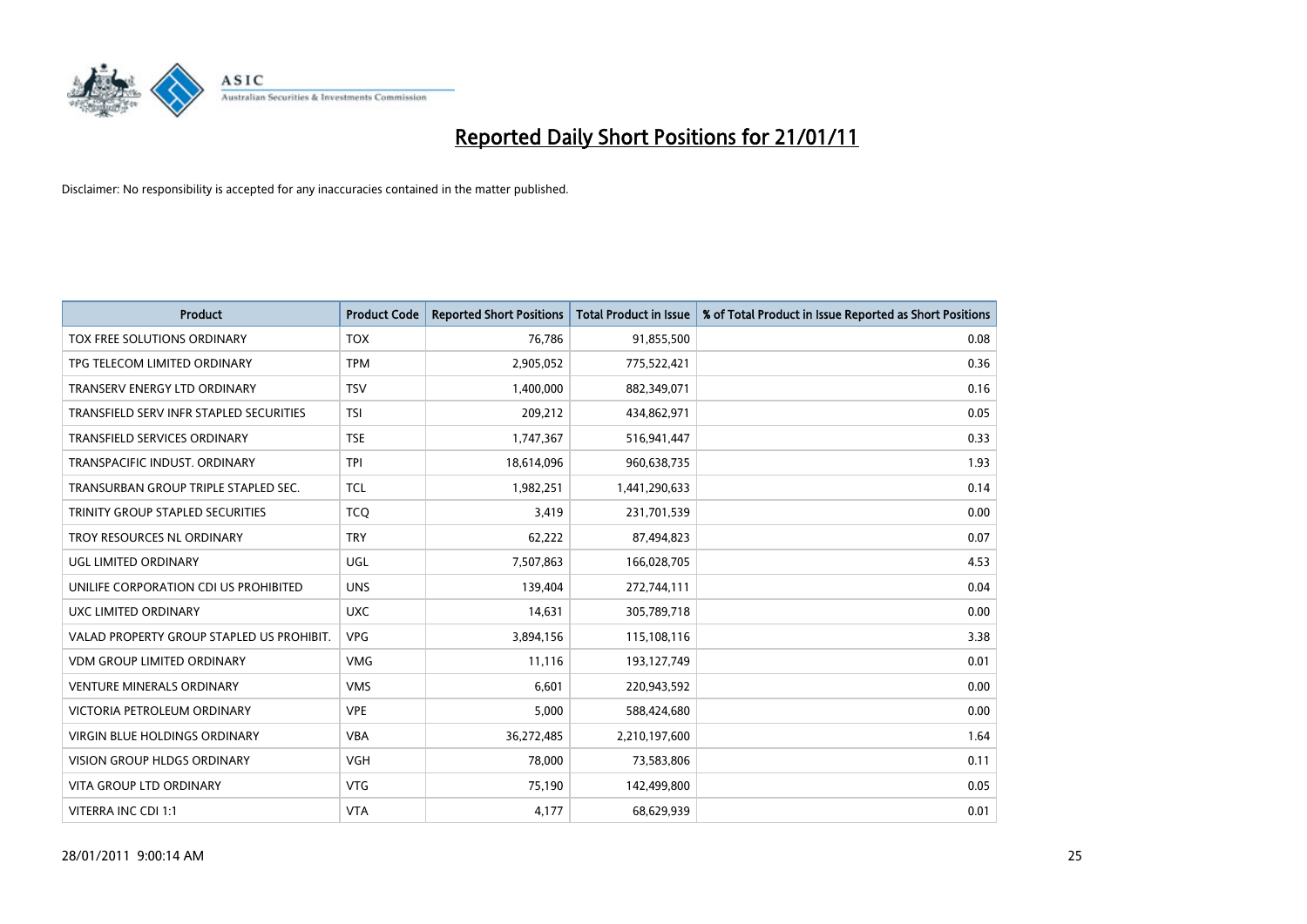# Reported Daily Short Positions for 21/01/11

Disclaimer: No responsibility is accepted for any inaccuracies contained in the matter published.

| Product | Product Code | Reported Short Positions | Total Product in Issue | % of Total Product in Issue Reported as Short Positions |
|---|---|---|---|---|
| TOX FREE SOLUTIONS ORDINARY | TOX | 76,786 | 91,855,500 | 0.08 |
| TPG TELECOM LIMITED ORDINARY | TPM | 2,905,052 | 775,522,421 | 0.36 |
| TRANSERV ENERGY LTD ORDINARY | TSV | 1,400,000 | 882,349,071 | 0.16 |
| TRANSFIELD SERV INFR STAPLED SECURITIES | TSI | 209,212 | 434,862,971 | 0.05 |
| TRANSFIELD SERVICES ORDINARY | TSE | 1,747,367 | 516,941,447 | 0.33 |
| TRANSPACIFIC INDUST. ORDINARY | TPI | 18,614,096 | 960,638,735 | 1.93 |
| TRANSURBAN GROUP TRIPLE STAPLED SEC. | TCL | 1,982,251 | 1,441,290,633 | 0.14 |
| TRINITY GROUP STAPLED SECURITIES | TCQ | 3,419 | 231,701,539 | 0.00 |
| TROY RESOURCES NL ORDINARY | TRY | 62,222 | 87,494,823 | 0.07 |
| UGL LIMITED ORDINARY | UGL | 7,507,863 | 166,028,705 | 4.53 |
| UNILIFE CORPORATION CDI US PROHIBITED | UNS | 139,404 | 272,744,111 | 0.04 |
| UXC LIMITED ORDINARY | UXC | 14,631 | 305,789,718 | 0.00 |
| VALAD PROPERTY GROUP STAPLED US PROHIBIT. | VPG | 3,894,156 | 115,108,116 | 3.38 |
| VDM GROUP LIMITED ORDINARY | VMG | 11,116 | 193,127,749 | 0.01 |
| VENTURE MINERALS ORDINARY | VMS | 6,601 | 220,943,592 | 0.00 |
| VICTORIA PETROLEUM ORDINARY | VPE | 5,000 | 588,424,680 | 0.00 |
| VIRGIN BLUE HOLDINGS ORDINARY | VBA | 36,272,485 | 2,210,197,600 | 1.64 |
| VISION GROUP HLDGS ORDINARY | VGH | 78,000 | 73,583,806 | 0.11 |
| VITA GROUP LTD ORDINARY | VTG | 75,190 | 142,499,800 | 0.05 |
| VITERRA INC CDI 1:1 | VTA | 4,177 | 68,629,939 | 0.01 |

28/01/2011 9:00:14 AM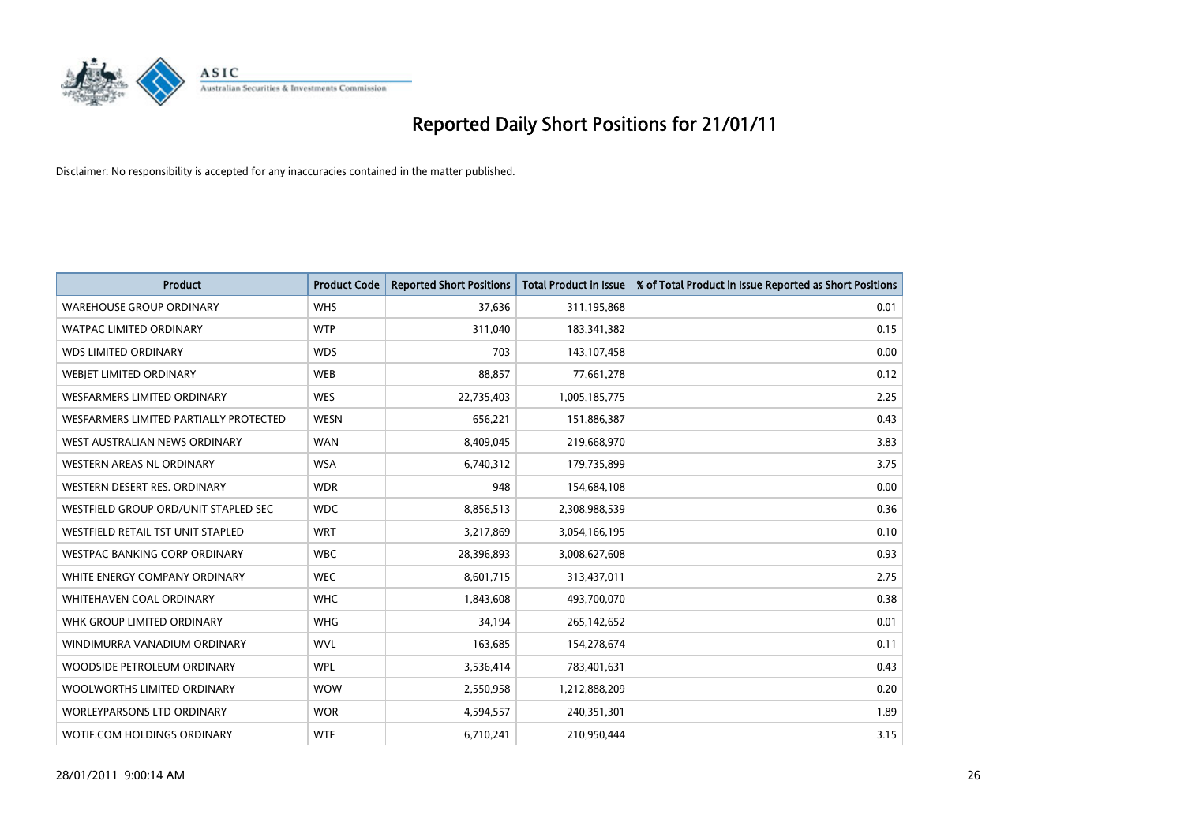# Reported Daily Short Positions for 21/01/11

Disclaimer: No responsibility is accepted for any inaccuracies contained in the matter published.

| Product | Product Code | Reported Short Positions | Total Product in Issue | % of Total Product in Issue Reported as Short Positions |
|---|---|---|---|---|
| WAREHOUSE GROUP ORDINARY | WHS | 37,636 | 311,195,868 | 0.01 |
| WATPAC LIMITED ORDINARY | WTP | 311,040 | 183,341,382 | 0.15 |
| WDS LIMITED ORDINARY | WDS | 703 | 143,107,458 | 0.00 |
| WEBJET LIMITED ORDINARY | WEB | 88,857 | 77,661,278 | 0.12 |
| WESFARMERS LIMITED ORDINARY | WES | 22,735,403 | 1,005,185,775 | 2.25 |
| WESFARMERS LIMITED PARTIALLY PROTECTED | WESN | 656,221 | 151,886,387 | 0.43 |
| WEST AUSTRALIAN NEWS ORDINARY | WAN | 8,409,045 | 219,668,970 | 3.83 |
| WESTERN AREAS NL ORDINARY | WSA | 6,740,312 | 179,735,899 | 3.75 |
| WESTERN DESERT RES. ORDINARY | WDR | 948 | 154,684,108 | 0.00 |
| WESTFIELD GROUP ORD/UNIT STAPLED SEC | WDC | 8,856,513 | 2,308,988,539 | 0.36 |
| WESTFIELD RETAIL TST UNIT STAPLED | WRT | 3,217,869 | 3,054,166,195 | 0.10 |
| WESTPAC BANKING CORP ORDINARY | WBC | 28,396,893 | 3,008,627,608 | 0.93 |
| WHITE ENERGY COMPANY ORDINARY | WEC | 8,601,715 | 313,437,011 | 2.75 |
| WHITEHAVEN COAL ORDINARY | WHC | 1,843,608 | 493,700,070 | 0.38 |
| WHK GROUP LIMITED ORDINARY | WHG | 34,194 | 265,142,652 | 0.01 |
| WINDIMURRA VANADIUM ORDINARY | WVL | 163,685 | 154,278,674 | 0.11 |
| WOODSIDE PETROLEUM ORDINARY | WPL | 3,536,414 | 783,401,631 | 0.43 |
| WOOLWORTHS LIMITED ORDINARY | WOW | 2,550,958 | 1,212,888,209 | 0.20 |
| WORLEYPARSONS LTD ORDINARY | WOR | 4,594,557 | 240,351,301 | 1.89 |
| WOTIF.COM HOLDINGS ORDINARY | WTF | 6,710,241 | 210,950,444 | 3.15 |

28/01/2011 9:00:14 AM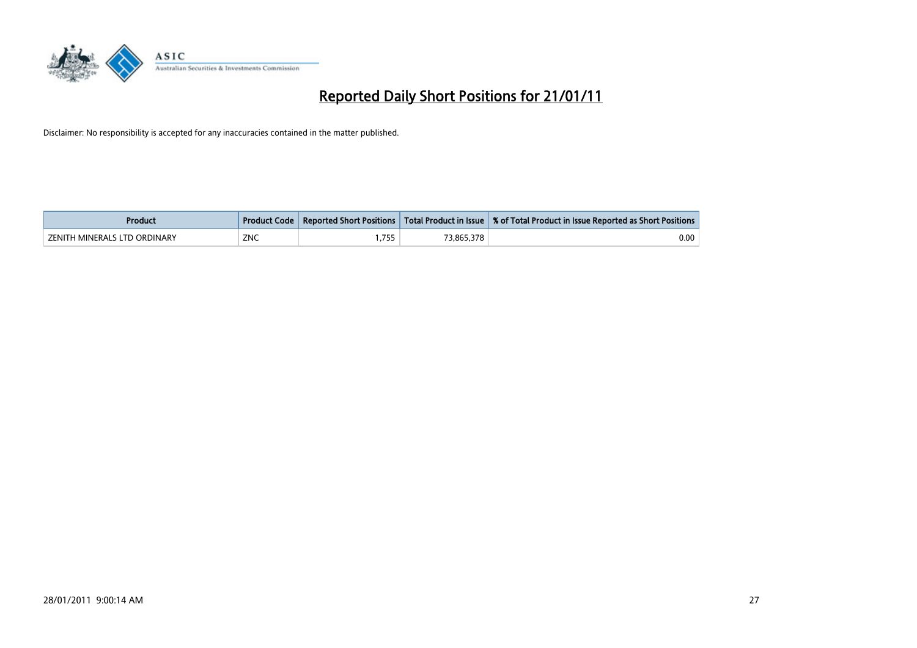# Reported Daily Short Positions for 21/01/11

Disclaimer: No responsibility is accepted for any inaccuracies contained in the matter published.

| Product | Product Code | Reported Short Positions | Total Product in Issue | % of Total Product in Issue Reported as Short Positions |
|---|---|---|---|---|
| ZENITH MINERALS LTD ORDINARY | ZNC | 1,755 | 73,865,378 | 0.00 |

28/01/2011 9:00:14 AM